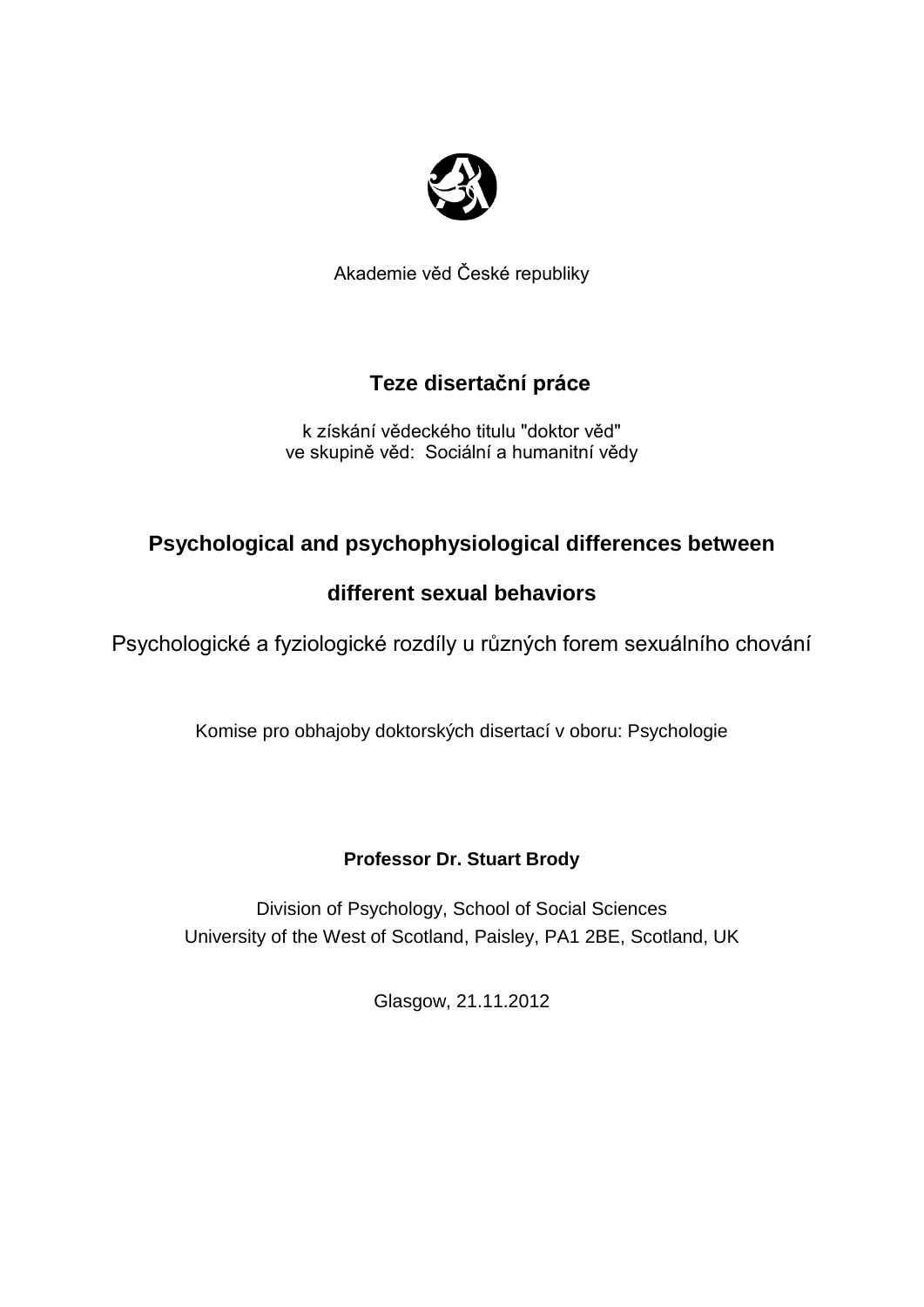Akademie věd České republiky

# Teze disertační práce

k získání vědeckého titulu "doktor věd"
ve skupině věd: Sociální a humanitní vědy

## Psychological and psychophysiological differences between different sexual behaviors

Psychologické a fyziologické rozdíly u různých forem sexuálního chování

Komise pro obhajoby doktorských disertací v oboru: Psychologie

**Professor Dr. Stuart Brody**

Division of Psychology, School of Social Sciences
University of the West of Scotland, Paisley, PA1 2BE, Scotland, UK

Glasgow, 21.11.2012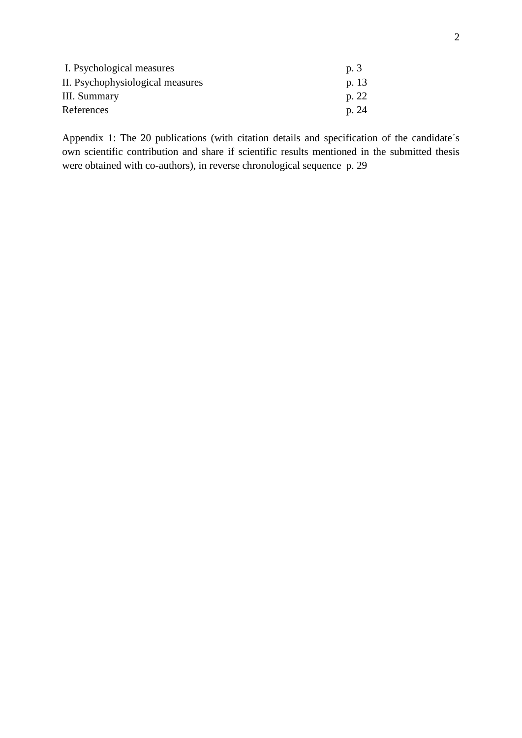| | |
|---|---|
| I. Psychological measures | p. 3 |
| II. Psychophysiological measures | p. 13 |
| III. Summary | p. 22 |
| References | p. 24 |

Appendix 1: The 20 publications (with citation details and specification of the candidate´s own scientific contribution and share if scientific results mentioned in the submitted thesis were obtained with co-authors), in reverse chronological sequence p. 29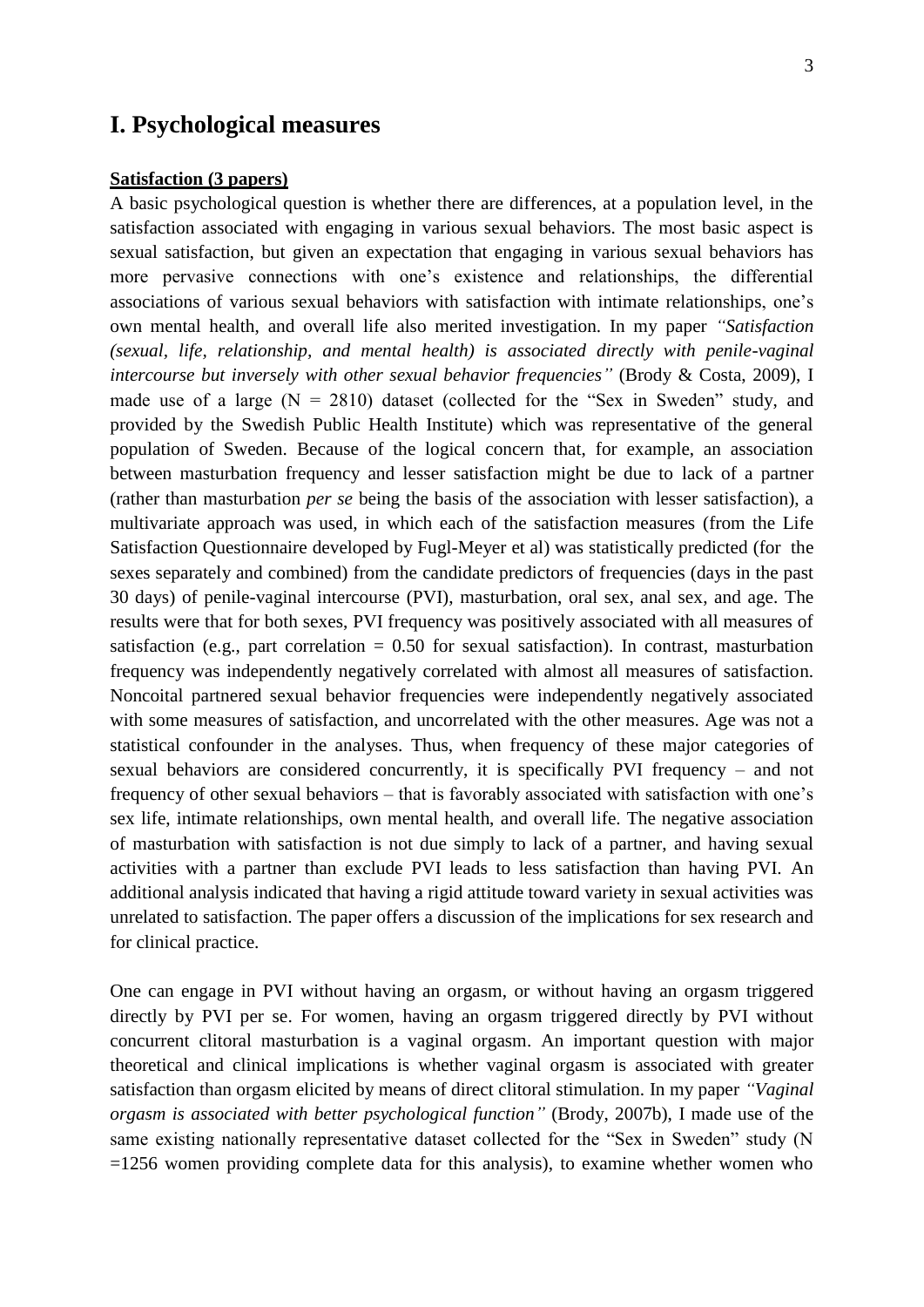# I. Psychological measures

**Satisfaction (3 papers)**

A basic psychological question is whether there are differences, at a population level, in the satisfaction associated with engaging in various sexual behaviors. The most basic aspect is sexual satisfaction, but given an expectation that engaging in various sexual behaviors has more pervasive connections with one's existence and relationships, the differential associations of various sexual behaviors with satisfaction with intimate relationships, one's own mental health, and overall life also merited investigation. In my paper *"Satisfaction (sexual, life, relationship, and mental health) is associated directly with penile-vaginal intercourse but inversely with other sexual behavior frequencies"* (Brody & Costa, 2009), I made use of a large (N = 2810) dataset (collected for the "Sex in Sweden" study, and provided by the Swedish Public Health Institute) which was representative of the general population of Sweden. Because of the logical concern that, for example, an association between masturbation frequency and lesser satisfaction might be due to lack of a partner (rather than masturbation *per se* being the basis of the association with lesser satisfaction), a multivariate approach was used, in which each of the satisfaction measures (from the Life Satisfaction Questionnaire developed by Fugl-Meyer et al) was statistically predicted (for the sexes separately and combined) from the candidate predictors of frequencies (days in the past 30 days) of penile-vaginal intercourse (PVI), masturbation, oral sex, anal sex, and age. The results were that for both sexes, PVI frequency was positively associated with all measures of satisfaction (e.g., part correlation = 0.50 for sexual satisfaction). In contrast, masturbation frequency was independently negatively correlated with almost all measures of satisfaction. Noncoital partnered sexual behavior frequencies were independently negatively associated with some measures of satisfaction, and uncorrelated with the other measures. Age was not a statistical confounder in the analyses. Thus, when frequency of these major categories of sexual behaviors are considered concurrently, it is specifically PVI frequency – and not frequency of other sexual behaviors – that is favorably associated with satisfaction with one's sex life, intimate relationships, own mental health, and overall life. The negative association of masturbation with satisfaction is not due simply to lack of a partner, and having sexual activities with a partner than exclude PVI leads to less satisfaction than having PVI. An additional analysis indicated that having a rigid attitude toward variety in sexual activities was unrelated to satisfaction. The paper offers a discussion of the implications for sex research and for clinical practice.

One can engage in PVI without having an orgasm, or without having an orgasm triggered directly by PVI per se. For women, having an orgasm triggered directly by PVI without concurrent clitoral masturbation is a vaginal orgasm. An important question with major theoretical and clinical implications is whether vaginal orgasm is associated with greater satisfaction than orgasm elicited by means of direct clitoral stimulation. In my paper *"Vaginal orgasm is associated with better psychological function"* (Brody, 2007b), I made use of the same existing nationally representative dataset collected for the "Sex in Sweden" study (N =1256 women providing complete data for this analysis), to examine whether women who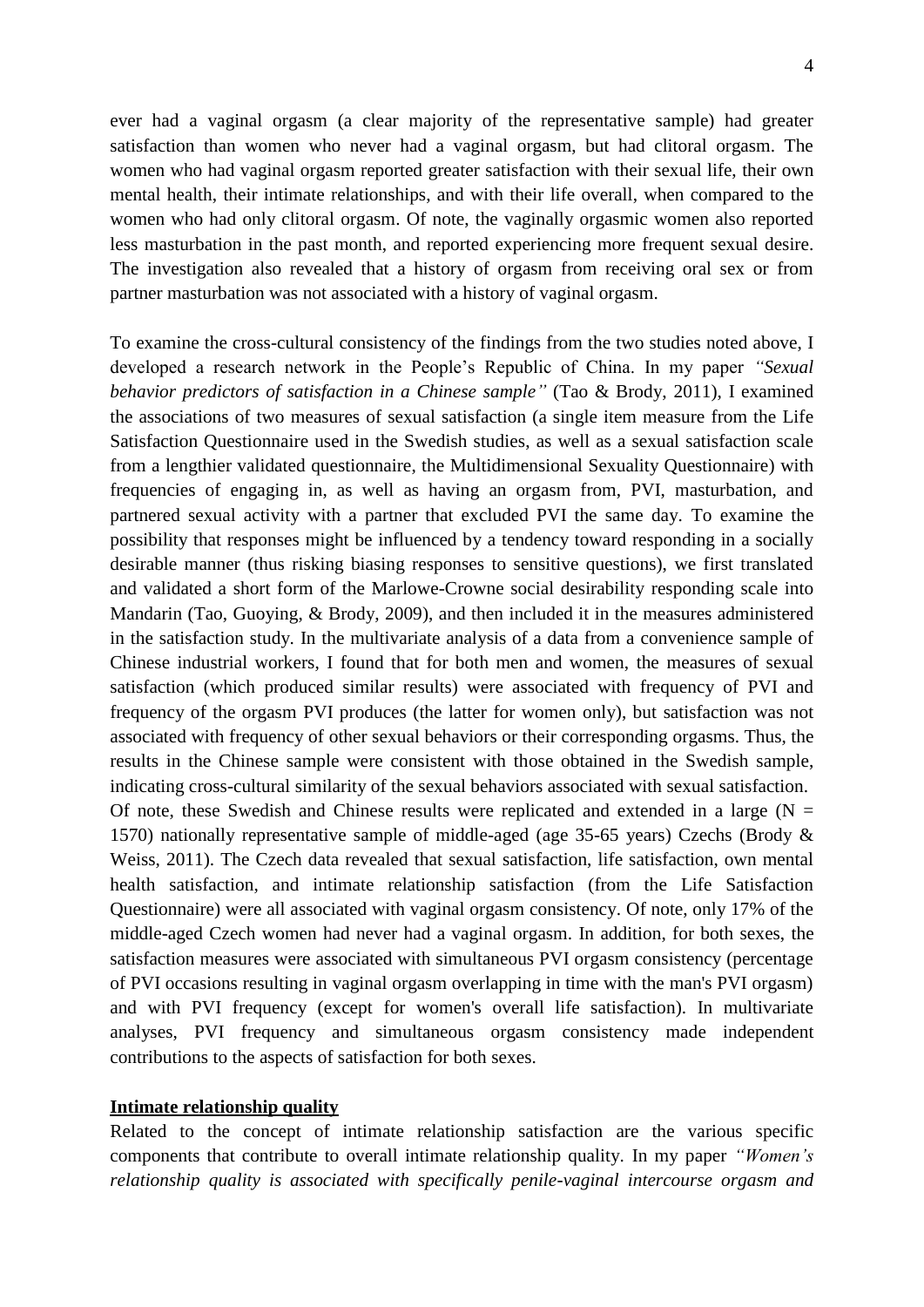ever had a vaginal orgasm (a clear majority of the representative sample) had greater satisfaction than women who never had a vaginal orgasm, but had clitoral orgasm. The women who had vaginal orgasm reported greater satisfaction with their sexual life, their own mental health, their intimate relationships, and with their life overall, when compared to the women who had only clitoral orgasm. Of note, the vaginally orgasmic women also reported less masturbation in the past month, and reported experiencing more frequent sexual desire. The investigation also revealed that a history of orgasm from receiving oral sex or from partner masturbation was not associated with a history of vaginal orgasm.

To examine the cross-cultural consistency of the findings from the two studies noted above, I developed a research network in the People's Republic of China. In my paper *"Sexual behavior predictors of satisfaction in a Chinese sample"* (Tao & Brody, 2011), I examined the associations of two measures of sexual satisfaction (a single item measure from the Life Satisfaction Questionnaire used in the Swedish studies, as well as a sexual satisfaction scale from a lengthier validated questionnaire, the Multidimensional Sexuality Questionnaire) with frequencies of engaging in, as well as having an orgasm from, PVI, masturbation, and partnered sexual activity with a partner that excluded PVI the same day. To examine the possibility that responses might be influenced by a tendency toward responding in a socially desirable manner (thus risking biasing responses to sensitive questions), we first translated and validated a short form of the Marlowe-Crowne social desirability responding scale into Mandarin (Tao, Guoying, & Brody, 2009), and then included it in the measures administered in the satisfaction study. In the multivariate analysis of a data from a convenience sample of Chinese industrial workers, I found that for both men and women, the measures of sexual satisfaction (which produced similar results) were associated with frequency of PVI and frequency of the orgasm PVI produces (the latter for women only), but satisfaction was not associated with frequency of other sexual behaviors or their corresponding orgasms. Thus, the results in the Chinese sample were consistent with those obtained in the Swedish sample, indicating cross-cultural similarity of the sexual behaviors associated with sexual satisfaction. Of note, these Swedish and Chinese results were replicated and extended in a large (N = 1570) nationally representative sample of middle-aged (age 35-65 years) Czechs (Brody & Weiss, 2011). The Czech data revealed that sexual satisfaction, life satisfaction, own mental health satisfaction, and intimate relationship satisfaction (from the Life Satisfaction Questionnaire) were all associated with vaginal orgasm consistency. Of note, only 17% of the middle-aged Czech women had never had a vaginal orgasm. In addition, for both sexes, the satisfaction measures were associated with simultaneous PVI orgasm consistency (percentage of PVI occasions resulting in vaginal orgasm overlapping in time with the man's PVI orgasm) and with PVI frequency (except for women's overall life satisfaction). In multivariate analyses, PVI frequency and simultaneous orgasm consistency made independent contributions to the aspects of satisfaction for both sexes.

**Intimate relationship quality**

Related to the concept of intimate relationship satisfaction are the various specific components that contribute to overall intimate relationship quality. In my paper *"Women's relationship quality is associated with specifically penile-vaginal intercourse orgasm and*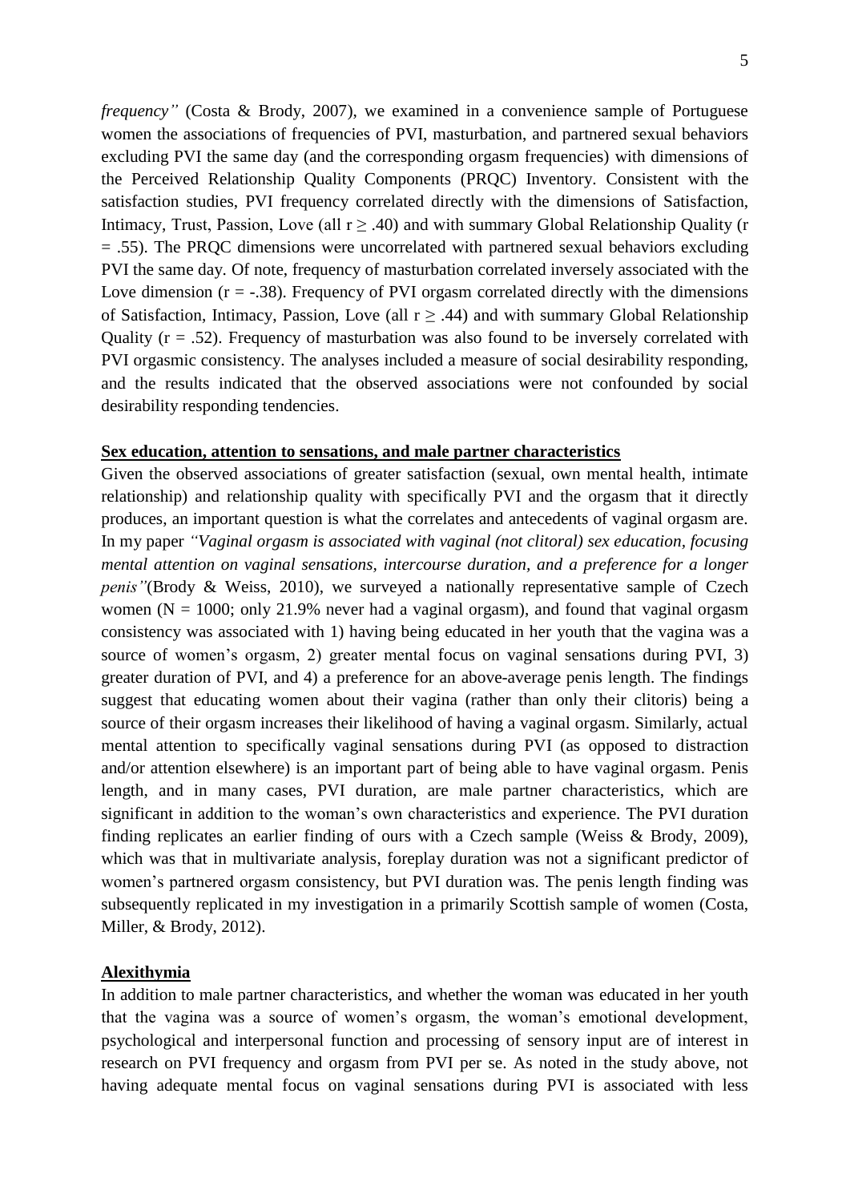*frequency"* (Costa & Brody, 2007), we examined in a convenience sample of Portuguese women the associations of frequencies of PVI, masturbation, and partnered sexual behaviors excluding PVI the same day (and the corresponding orgasm frequencies) with dimensions of the Perceived Relationship Quality Components (PRQC) Inventory. Consistent with the satisfaction studies, PVI frequency correlated directly with the dimensions of Satisfaction, Intimacy, Trust, Passion, Love (all $r \geq .40$) and with summary Global Relationship Quality ($r = .55$). The PRQC dimensions were uncorrelated with partnered sexual behaviors excluding PVI the same day. Of note, frequency of masturbation correlated inversely associated with the Love dimension ($r = -.38$). Frequency of PVI orgasm correlated directly with the dimensions of Satisfaction, Intimacy, Passion, Love (all $r \geq .44$) and with summary Global Relationship Quality ($r = .52$). Frequency of masturbation was also found to be inversely correlated with PVI orgasmic consistency. The analyses included a measure of social desirability responding, and the results indicated that the observed associations were not confounded by social desirability responding tendencies.

**Sex education, attention to sensations, and male partner characteristics**

Given the observed associations of greater satisfaction (sexual, own mental health, intimate relationship) and relationship quality with specifically PVI and the orgasm that it directly produces, an important question is what the correlates and antecedents of vaginal orgasm are. In my paper *"Vaginal orgasm is associated with vaginal (not clitoral) sex education, focusing mental attention on vaginal sensations, intercourse duration, and a preference for a longer penis"*(Brody & Weiss, 2010), we surveyed a nationally representative sample of Czech women ($N = 1000$; only 21.9% never had a vaginal orgasm), and found that vaginal orgasm consistency was associated with 1) having being educated in her youth that the vagina was a source of women's orgasm, 2) greater mental focus on vaginal sensations during PVI, 3) greater duration of PVI, and 4) a preference for an above-average penis length. The findings suggest that educating women about their vagina (rather than only their clitoris) being a source of their orgasm increases their likelihood of having a vaginal orgasm. Similarly, actual mental attention to specifically vaginal sensations during PVI (as opposed to distraction and/or attention elsewhere) is an important part of being able to have vaginal orgasm. Penis length, and in many cases, PVI duration, are male partner characteristics, which are significant in addition to the woman's own characteristics and experience. The PVI duration finding replicates an earlier finding of ours with a Czech sample (Weiss & Brody, 2009), which was that in multivariate analysis, foreplay duration was not a significant predictor of women's partnered orgasm consistency, but PVI duration was. The penis length finding was subsequently replicated in my investigation in a primarily Scottish sample of women (Costa, Miller, & Brody, 2012).

**Alexithymia**

In addition to male partner characteristics, and whether the woman was educated in her youth that the vagina was a source of women's orgasm, the woman's emotional development, psychological and interpersonal function and processing of sensory input are of interest in research on PVI frequency and orgasm from PVI per se. As noted in the study above, not having adequate mental focus on vaginal sensations during PVI is associated with less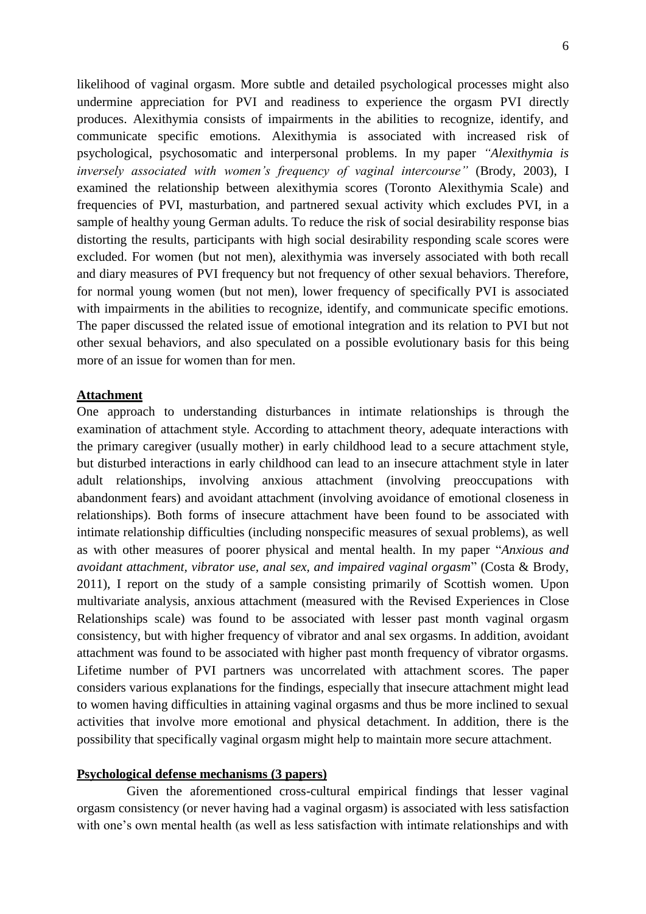likelihood of vaginal orgasm. More subtle and detailed psychological processes might also undermine appreciation for PVI and readiness to experience the orgasm PVI directly produces. Alexithymia consists of impairments in the abilities to recognize, identify, and communicate specific emotions. Alexithymia is associated with increased risk of psychological, psychosomatic and interpersonal problems. In my paper *"Alexithymia is inversely associated with women's frequency of vaginal intercourse"* (Brody, 2003), I examined the relationship between alexithymia scores (Toronto Alexithymia Scale) and frequencies of PVI, masturbation, and partnered sexual activity which excludes PVI, in a sample of healthy young German adults. To reduce the risk of social desirability response bias distorting the results, participants with high social desirability responding scale scores were excluded. For women (but not men), alexithymia was inversely associated with both recall and diary measures of PVI frequency but not frequency of other sexual behaviors. Therefore, for normal young women (but not men), lower frequency of specifically PVI is associated with impairments in the abilities to recognize, identify, and communicate specific emotions. The paper discussed the related issue of emotional integration and its relation to PVI but not other sexual behaviors, and also speculated on a possible evolutionary basis for this being more of an issue for women than for men.

## Attachment

One approach to understanding disturbances in intimate relationships is through the examination of attachment style. According to attachment theory, adequate interactions with the primary caregiver (usually mother) in early childhood lead to a secure attachment style, but disturbed interactions in early childhood can lead to an insecure attachment style in later adult relationships, involving anxious attachment (involving preoccupations with abandonment fears) and avoidant attachment (involving avoidance of emotional closeness in relationships). Both forms of insecure attachment have been found to be associated with intimate relationship difficulties (including nonspecific measures of sexual problems), as well as with other measures of poorer physical and mental health. In my paper "*Anxious and avoidant attachment, vibrator use, anal sex, and impaired vaginal orgasm*" (Costa & Brody, 2011), I report on the study of a sample consisting primarily of Scottish women*.* Upon multivariate analysis, anxious attachment (measured with the Revised Experiences in Close Relationships scale) was found to be associated with lesser past month vaginal orgasm consistency, but with higher frequency of vibrator and anal sex orgasms. In addition, avoidant attachment was found to be associated with higher past month frequency of vibrator orgasms. Lifetime number of PVI partners was uncorrelated with attachment scores. The paper considers various explanations for the findings, especially that insecure attachment might lead to women having difficulties in attaining vaginal orgasms and thus be more inclined to sexual activities that involve more emotional and physical detachment. In addition, there is the possibility that specifically vaginal orgasm might help to maintain more secure attachment.

## Psychological defense mechanisms (3 papers)

Given the aforementioned cross-cultural empirical findings that lesser vaginal orgasm consistency (or never having had a vaginal orgasm) is associated with less satisfaction with one's own mental health (as well as less satisfaction with intimate relationships and with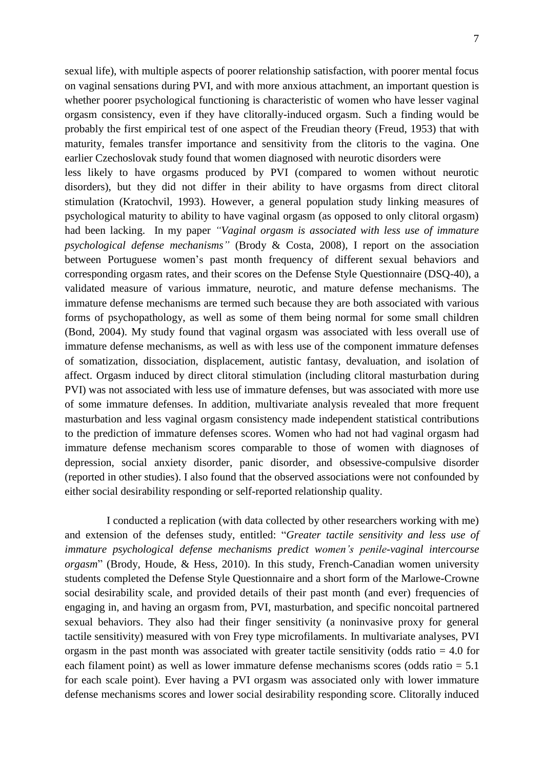sexual life), with multiple aspects of poorer relationship satisfaction, with poorer mental focus on vaginal sensations during PVI, and with more anxious attachment, an important question is whether poorer psychological functioning is characteristic of women who have lesser vaginal orgasm consistency, even if they have clitorally-induced orgasm. Such a finding would be probably the first empirical test of one aspect of the Freudian theory (Freud, 1953) that with maturity, females transfer importance and sensitivity from the clitoris to the vagina. One earlier Czechoslovak study found that women diagnosed with neurotic disorders were less likely to have orgasms produced by PVI (compared to women without neurotic disorders), but they did not differ in their ability to have orgasms from direct clitoral stimulation (Kratochvil, 1993). However, a general population study linking measures of psychological maturity to ability to have vaginal orgasm (as opposed to only clitoral orgasm) had been lacking. In my paper *"Vaginal orgasm is associated with less use of immature psychological defense mechanisms"* (Brody & Costa, 2008), I report on the association between Portuguese women's past month frequency of different sexual behaviors and corresponding orgasm rates, and their scores on the Defense Style Questionnaire (DSQ-40), a validated measure of various immature, neurotic, and mature defense mechanisms. The immature defense mechanisms are termed such because they are both associated with various forms of psychopathology, as well as some of them being normal for some small children (Bond, 2004). My study found that vaginal orgasm was associated with less overall use of immature defense mechanisms, as well as with less use of the component immature defenses of somatization, dissociation, displacement, autistic fantasy, devaluation, and isolation of affect. Orgasm induced by direct clitoral stimulation (including clitoral masturbation during PVI) was not associated with less use of immature defenses, but was associated with more use of some immature defenses. In addition, multivariate analysis revealed that more frequent masturbation and less vaginal orgasm consistency made independent statistical contributions to the prediction of immature defenses scores. Women who had not had vaginal orgasm had immature defense mechanism scores comparable to those of women with diagnoses of depression, social anxiety disorder, panic disorder, and obsessive-compulsive disorder (reported in other studies). I also found that the observed associations were not confounded by either social desirability responding or self-reported relationship quality.

I conducted a replication (with data collected by other researchers working with me) and extension of the defenses study, entitled: "*Greater tactile sensitivity and less use of immature psychological defense mechanisms predict women's penile-vaginal intercourse orgasm*" (Brody, Houde, & Hess, 2010). In this study, French-Canadian women university students completed the Defense Style Questionnaire and a short form of the Marlowe-Crowne social desirability scale, and provided details of their past month (and ever) frequencies of engaging in, and having an orgasm from, PVI, masturbation, and specific noncoital partnered sexual behaviors. They also had their finger sensitivity (a noninvasive proxy for general tactile sensitivity) measured with von Frey type microfilaments. In multivariate analyses, PVI orgasm in the past month was associated with greater tactile sensitivity (odds ratio = 4.0 for each filament point) as well as lower immature defense mechanisms scores (odds ratio = 5.1 for each scale point). Ever having a PVI orgasm was associated only with lower immature defense mechanisms scores and lower social desirability responding score. Clitorally induced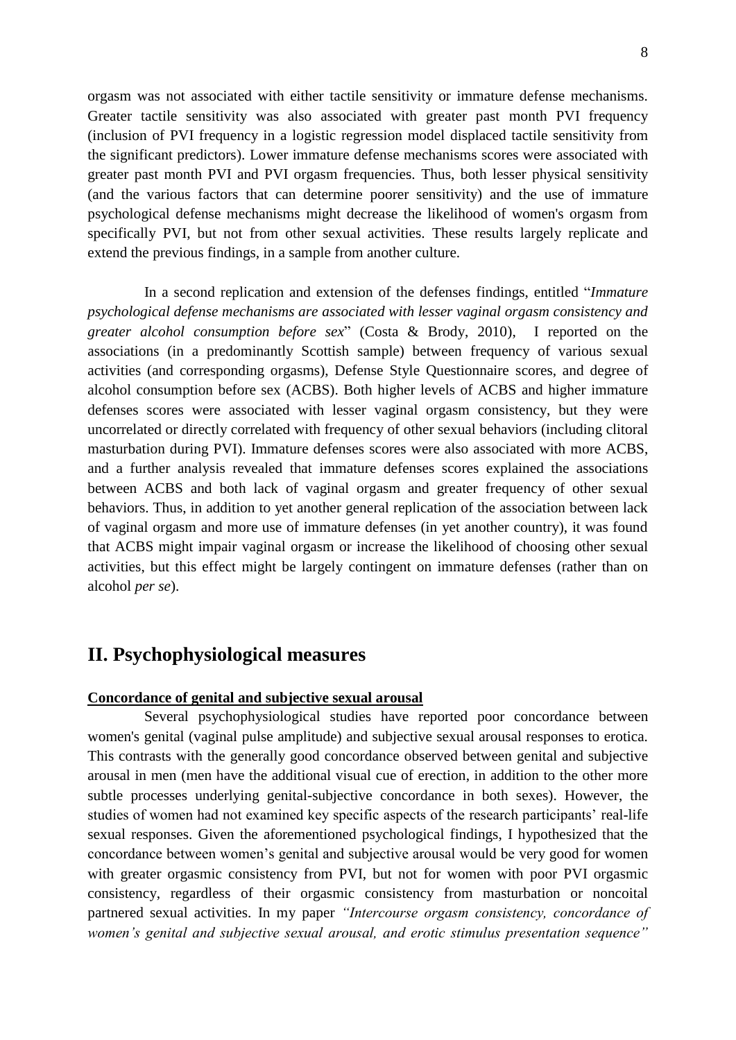orgasm was not associated with either tactile sensitivity or immature defense mechanisms. Greater tactile sensitivity was also associated with greater past month PVI frequency (inclusion of PVI frequency in a logistic regression model displaced tactile sensitivity from the significant predictors). Lower immature defense mechanisms scores were associated with greater past month PVI and PVI orgasm frequencies. Thus, both lesser physical sensitivity (and the various factors that can determine poorer sensitivity) and the use of immature psychological defense mechanisms might decrease the likelihood of women's orgasm from specifically PVI, but not from other sexual activities. These results largely replicate and extend the previous findings, in a sample from another culture.

In a second replication and extension of the defenses findings, entitled "*Immature psychological defense mechanisms are associated with lesser vaginal orgasm consistency and greater alcohol consumption before sex*" (Costa & Brody, 2010), I reported on the associations (in a predominantly Scottish sample) between frequency of various sexual activities (and corresponding orgasms), Defense Style Questionnaire scores, and degree of alcohol consumption before sex (ACBS). Both higher levels of ACBS and higher immature defenses scores were associated with lesser vaginal orgasm consistency, but they were uncorrelated or directly correlated with frequency of other sexual behaviors (including clitoral masturbation during PVI). Immature defenses scores were also associated with more ACBS, and a further analysis revealed that immature defenses scores explained the associations between ACBS and both lack of vaginal orgasm and greater frequency of other sexual behaviors. Thus, in addition to yet another general replication of the association between lack of vaginal orgasm and more use of immature defenses (in yet another country), it was found that ACBS might impair vaginal orgasm or increase the likelihood of choosing other sexual activities, but this effect might be largely contingent on immature defenses (rather than on alcohol *per se*).

## II. Psychophysiological measures

**Concordance of genital and subjective sexual arousal**

Several psychophysiological studies have reported poor concordance between women's genital (vaginal pulse amplitude) and subjective sexual arousal responses to erotica. This contrasts with the generally good concordance observed between genital and subjective arousal in men (men have the additional visual cue of erection, in addition to the other more subtle processes underlying genital-subjective concordance in both sexes). However, the studies of women had not examined key specific aspects of the research participants' real-life sexual responses. Given the aforementioned psychological findings, I hypothesized that the concordance between women's genital and subjective arousal would be very good for women with greater orgasmic consistency from PVI, but not for women with poor PVI orgasmic consistency, regardless of their orgasmic consistency from masturbation or noncoital partnered sexual activities. In my paper *"Intercourse orgasm consistency, concordance of women's genital and subjective sexual arousal, and erotic stimulus presentation sequence"*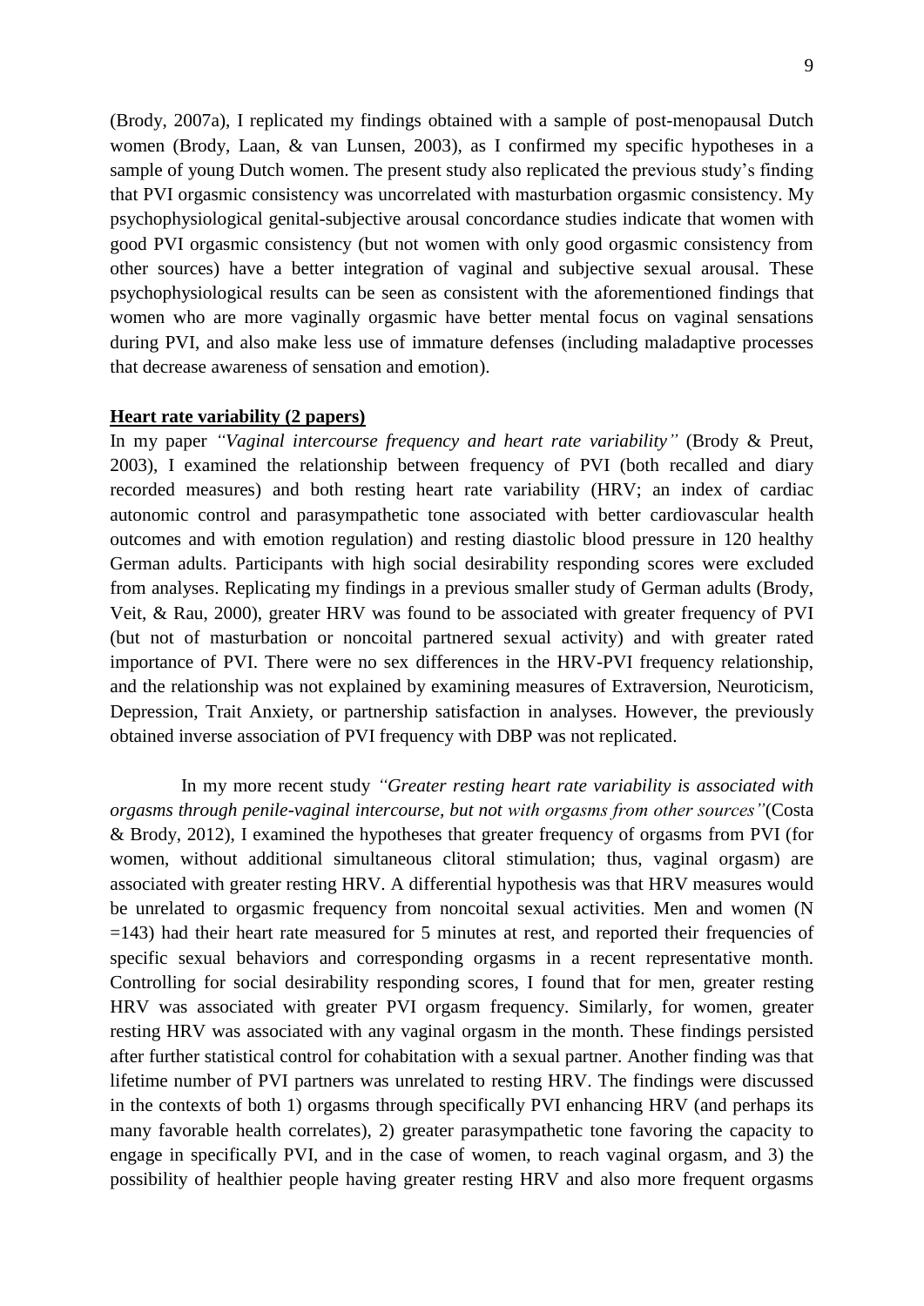(Brody, 2007a), I replicated my findings obtained with a sample of post-menopausal Dutch women (Brody, Laan, & van Lunsen, 2003), as I confirmed my specific hypotheses in a sample of young Dutch women. The present study also replicated the previous study's finding that PVI orgasmic consistency was uncorrelated with masturbation orgasmic consistency. My psychophysiological genital-subjective arousal concordance studies indicate that women with good PVI orgasmic consistency (but not women with only good orgasmic consistency from other sources) have a better integration of vaginal and subjective sexual arousal. These psychophysiological results can be seen as consistent with the aforementioned findings that women who are more vaginally orgasmic have better mental focus on vaginal sensations during PVI, and also make less use of immature defenses (including maladaptive processes that decrease awareness of sensation and emotion).

**Heart rate variability (2 papers)**

In my paper *"Vaginal intercourse frequency and heart rate variability"* (Brody & Preut, 2003), I examined the relationship between frequency of PVI (both recalled and diary recorded measures) and both resting heart rate variability (HRV; an index of cardiac autonomic control and parasympathetic tone associated with better cardiovascular health outcomes and with emotion regulation) and resting diastolic blood pressure in 120 healthy German adults. Participants with high social desirability responding scores were excluded from analyses. Replicating my findings in a previous smaller study of German adults (Brody, Veit, & Rau, 2000), greater HRV was found to be associated with greater frequency of PVI (but not of masturbation or noncoital partnered sexual activity) and with greater rated importance of PVI. There were no sex differences in the HRV-PVI frequency relationship, and the relationship was not explained by examining measures of Extraversion, Neuroticism, Depression, Trait Anxiety, or partnership satisfaction in analyses. However, the previously obtained inverse association of PVI frequency with DBP was not replicated.

In my more recent study *"Greater resting heart rate variability is associated with orgasms through penile-vaginal intercourse, but not with orgasms from other sources"* (Costa & Brody, 2012), I examined the hypotheses that greater frequency of orgasms from PVI (for women, without additional simultaneous clitoral stimulation; thus, vaginal orgasm) are associated with greater resting HRV. A differential hypothesis was that HRV measures would be unrelated to orgasmic frequency from noncoital sexual activities. Men and women (N =143) had their heart rate measured for 5 minutes at rest, and reported their frequencies of specific sexual behaviors and corresponding orgasms in a recent representative month. Controlling for social desirability responding scores, I found that for men, greater resting HRV was associated with greater PVI orgasm frequency. Similarly, for women, greater resting HRV was associated with any vaginal orgasm in the month. These findings persisted after further statistical control for cohabitation with a sexual partner. Another finding was that lifetime number of PVI partners was unrelated to resting HRV. The findings were discussed in the contexts of both 1) orgasms through specifically PVI enhancing HRV (and perhaps its many favorable health correlates), 2) greater parasympathetic tone favoring the capacity to engage in specifically PVI, and in the case of women, to reach vaginal orgasm, and 3) the possibility of healthier people having greater resting HRV and also more frequent orgasms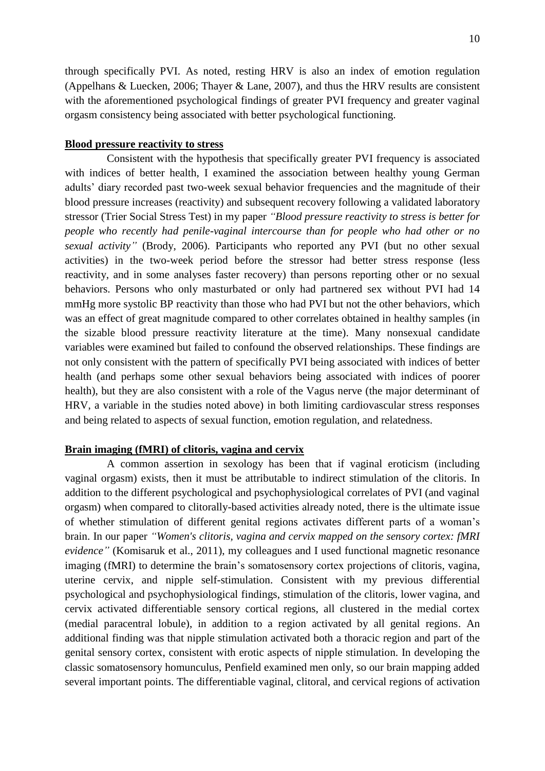through specifically PVI. As noted, resting HRV is also an index of emotion regulation (Appelhans & Luecken, 2006; Thayer & Lane, 2007), and thus the HRV results are consistent with the aforementioned psychological findings of greater PVI frequency and greater vaginal orgasm consistency being associated with better psychological functioning.

**Blood pressure reactivity to stress**

Consistent with the hypothesis that specifically greater PVI frequency is associated with indices of better health, I examined the association between healthy young German adults' diary recorded past two-week sexual behavior frequencies and the magnitude of their blood pressure increases (reactivity) and subsequent recovery following a validated laboratory stressor (Trier Social Stress Test) in my paper *"Blood pressure reactivity to stress is better for people who recently had penile-vaginal intercourse than for people who had other or no sexual activity"* (Brody, 2006). Participants who reported any PVI (but no other sexual activities) in the two-week period before the stressor had better stress response (less reactivity, and in some analyses faster recovery) than persons reporting other or no sexual behaviors. Persons who only masturbated or only had partnered sex without PVI had 14 mmHg more systolic BP reactivity than those who had PVI but not the other behaviors, which was an effect of great magnitude compared to other correlates obtained in healthy samples (in the sizable blood pressure reactivity literature at the time). Many nonsexual candidate variables were examined but failed to confound the observed relationships. These findings are not only consistent with the pattern of specifically PVI being associated with indices of better health (and perhaps some other sexual behaviors being associated with indices of poorer health), but they are also consistent with a role of the Vagus nerve (the major determinant of HRV, a variable in the studies noted above) in both limiting cardiovascular stress responses and being related to aspects of sexual function, emotion regulation, and relatedness.

**Brain imaging (fMRI) of clitoris, vagina and cervix**

A common assertion in sexology has been that if vaginal eroticism (including vaginal orgasm) exists, then it must be attributable to indirect stimulation of the clitoris. In addition to the different psychological and psychophysiological correlates of PVI (and vaginal orgasm) when compared to clitorally-based activities already noted, there is the ultimate issue of whether stimulation of different genital regions activates different parts of a woman's brain. In our paper *"Women's clitoris, vagina and cervix mapped on the sensory cortex: fMRI evidence"* (Komisaruk et al., 2011), my colleagues and I used functional magnetic resonance imaging (fMRI) to determine the brain's somatosensory cortex projections of clitoris, vagina, uterine cervix, and nipple self-stimulation. Consistent with my previous differential psychological and psychophysiological findings, stimulation of the clitoris, lower vagina, and cervix activated differentiable sensory cortical regions, all clustered in the medial cortex (medial paracentral lobule), in addition to a region activated by all genital regions. An additional finding was that nipple stimulation activated both a thoracic region and part of the genital sensory cortex, consistent with erotic aspects of nipple stimulation. In developing the classic somatosensory homunculus, Penfield examined men only, so our brain mapping added several important points. The differentiable vaginal, clitoral, and cervical regions of activation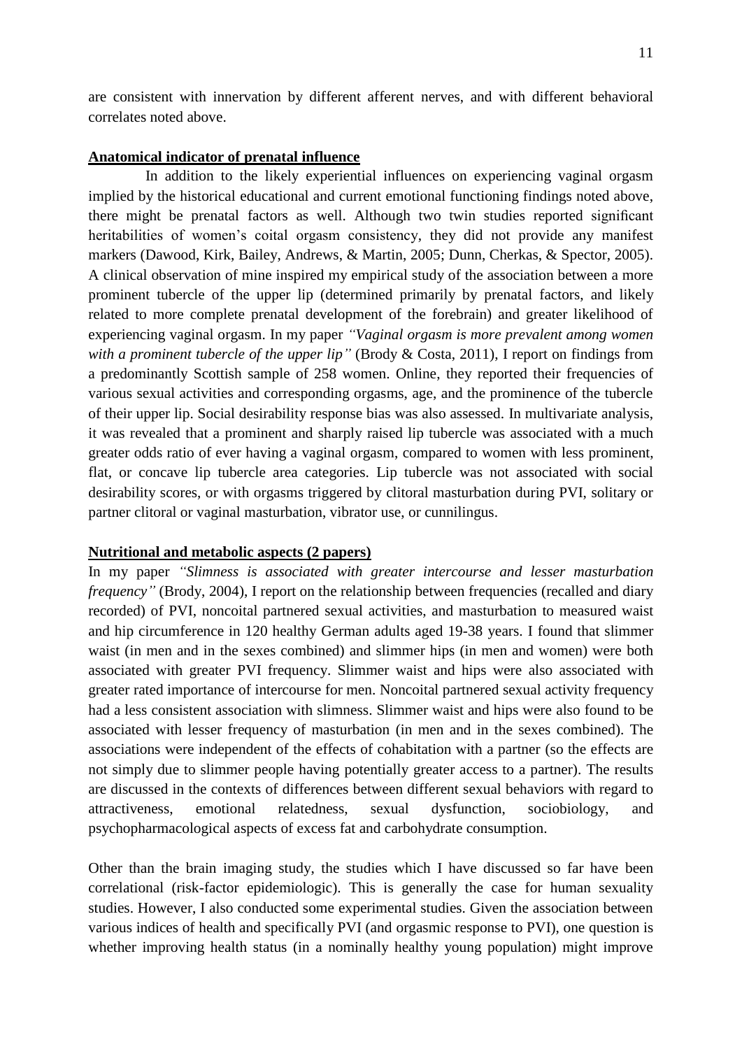are consistent with innervation by different afferent nerves, and with different behavioral correlates noted above.

**Anatomical indicator of prenatal influence**

In addition to the likely experiential influences on experiencing vaginal orgasm implied by the historical educational and current emotional functioning findings noted above, there might be prenatal factors as well. Although two twin studies reported significant heritabilities of women's coital orgasm consistency, they did not provide any manifest markers (Dawood, Kirk, Bailey, Andrews, & Martin, 2005; Dunn, Cherkas, & Spector, 2005). A clinical observation of mine inspired my empirical study of the association between a more prominent tubercle of the upper lip (determined primarily by prenatal factors, and likely related to more complete prenatal development of the forebrain) and greater likelihood of experiencing vaginal orgasm. In my paper *"Vaginal orgasm is more prevalent among women with a prominent tubercle of the upper lip"* (Brody & Costa, 2011), I report on findings from a predominantly Scottish sample of 258 women. Online, they reported their frequencies of various sexual activities and corresponding orgasms, age, and the prominence of the tubercle of their upper lip. Social desirability response bias was also assessed. In multivariate analysis, it was revealed that a prominent and sharply raised lip tubercle was associated with a much greater odds ratio of ever having a vaginal orgasm, compared to women with less prominent, flat, or concave lip tubercle area categories. Lip tubercle was not associated with social desirability scores, or with orgasms triggered by clitoral masturbation during PVI, solitary or partner clitoral or vaginal masturbation, vibrator use, or cunnilingus.

**Nutritional and metabolic aspects (2 papers)**

In my paper *"Slimness is associated with greater intercourse and lesser masturbation frequency"* (Brody, 2004), I report on the relationship between frequencies (recalled and diary recorded) of PVI, noncoital partnered sexual activities, and masturbation to measured waist and hip circumference in 120 healthy German adults aged 19-38 years. I found that slimmer waist (in men and in the sexes combined) and slimmer hips (in men and women) were both associated with greater PVI frequency. Slimmer waist and hips were also associated with greater rated importance of intercourse for men. Noncoital partnered sexual activity frequency had a less consistent association with slimness. Slimmer waist and hips were also found to be associated with lesser frequency of masturbation (in men and in the sexes combined). The associations were independent of the effects of cohabitation with a partner (so the effects are not simply due to slimmer people having potentially greater access to a partner). The results are discussed in the contexts of differences between different sexual behaviors with regard to attractiveness, emotional relatedness, sexual dysfunction, sociobiology, and psychopharmacological aspects of excess fat and carbohydrate consumption.

Other than the brain imaging study, the studies which I have discussed so far have been correlational (risk-factor epidemiologic). This is generally the case for human sexuality studies. However, I also conducted some experimental studies. Given the association between various indices of health and specifically PVI (and orgasmic response to PVI), one question is whether improving health status (in a nominally healthy young population) might improve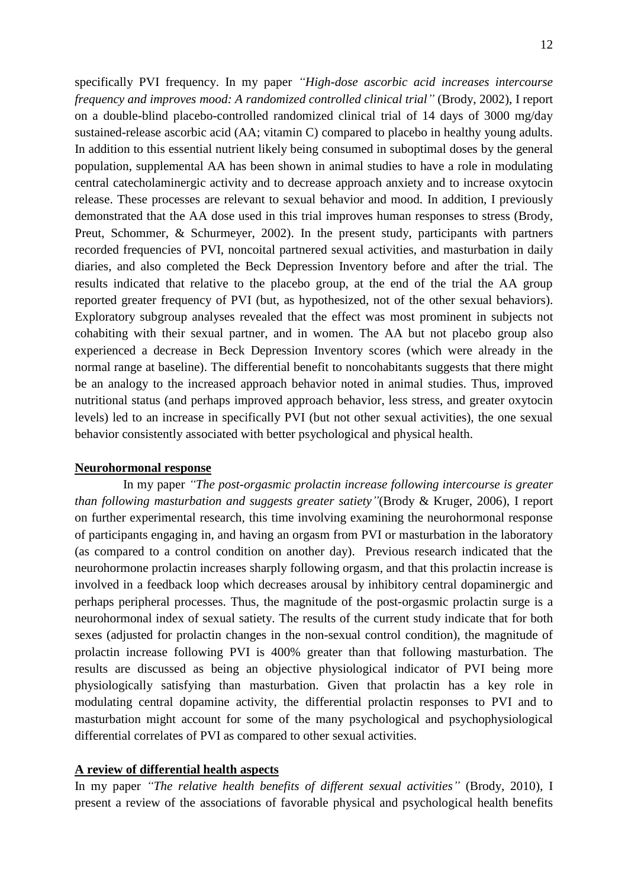specifically PVI frequency. In my paper *"High-dose ascorbic acid increases intercourse frequency and improves mood: A randomized controlled clinical trial"* (Brody, 2002), I report on a double-blind placebo-controlled randomized clinical trial of 14 days of 3000 mg/day sustained-release ascorbic acid (AA; vitamin C) compared to placebo in healthy young adults. In addition to this essential nutrient likely being consumed in suboptimal doses by the general population, supplemental AA has been shown in animal studies to have a role in modulating central catecholaminergic activity and to decrease approach anxiety and to increase oxytocin release. These processes are relevant to sexual behavior and mood. In addition, I previously demonstrated that the AA dose used in this trial improves human responses to stress (Brody, Preut, Schommer, & Schurmeyer, 2002). In the present study, participants with partners recorded frequencies of PVI, noncoital partnered sexual activities, and masturbation in daily diaries, and also completed the Beck Depression Inventory before and after the trial. The results indicated that relative to the placebo group, at the end of the trial the AA group reported greater frequency of PVI (but, as hypothesized, not of the other sexual behaviors). Exploratory subgroup analyses revealed that the effect was most prominent in subjects not cohabiting with their sexual partner, and in women. The AA but not placebo group also experienced a decrease in Beck Depression Inventory scores (which were already in the normal range at baseline). The differential benefit to noncohabitants suggests that there might be an analogy to the increased approach behavior noted in animal studies. Thus, improved nutritional status (and perhaps improved approach behavior, less stress, and greater oxytocin levels) led to an increase in specifically PVI (but not other sexual activities), the one sexual behavior consistently associated with better psychological and physical health.

**Neurohormonal response**

In my paper *"The post-orgasmic prolactin increase following intercourse is greater than following masturbation and suggests greater satiety"*(Brody & Kruger, 2006), I report on further experimental research, this time involving examining the neurohormonal response of participants engaging in, and having an orgasm from PVI or masturbation in the laboratory (as compared to a control condition on another day). Previous research indicated that the neurohormone prolactin increases sharply following orgasm, and that this prolactin increase is involved in a feedback loop which decreases arousal by inhibitory central dopaminergic and perhaps peripheral processes. Thus, the magnitude of the post-orgasmic prolactin surge is a neurohormonal index of sexual satiety. The results of the current study indicate that for both sexes (adjusted for prolactin changes in the non-sexual control condition), the magnitude of prolactin increase following PVI is 400% greater than that following masturbation. The results are discussed as being an objective physiological indicator of PVI being more physiologically satisfying than masturbation. Given that prolactin has a key role in modulating central dopamine activity, the differential prolactin responses to PVI and to masturbation might account for some of the many psychological and psychophysiological differential correlates of PVI as compared to other sexual activities.

**A review of differential health aspects**

In my paper *"The relative health benefits of different sexual activities"* (Brody, 2010), I present a review of the associations of favorable physical and psychological health benefits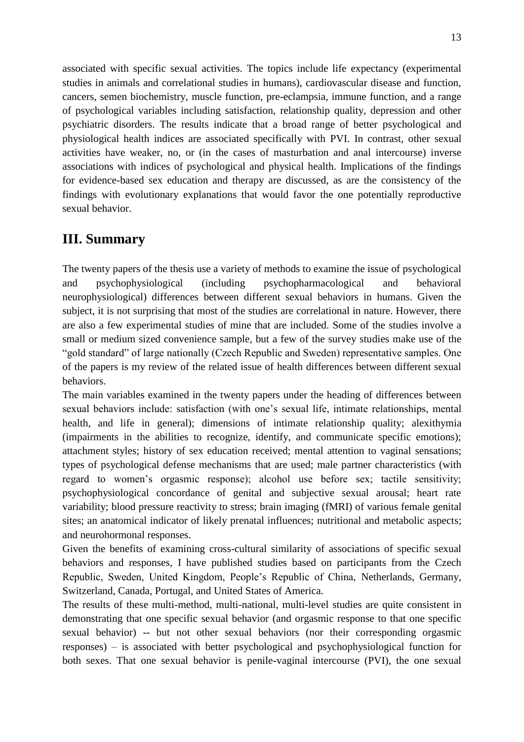associated with specific sexual activities. The topics include life expectancy (experimental studies in animals and correlational studies in humans), cardiovascular disease and function, cancers, semen biochemistry, muscle function, pre-eclampsia, immune function, and a range of psychological variables including satisfaction, relationship quality, depression and other psychiatric disorders. The results indicate that a broad range of better psychological and physiological health indices are associated specifically with PVI. In contrast, other sexual activities have weaker, no, or (in the cases of masturbation and anal intercourse) inverse associations with indices of psychological and physical health. Implications of the findings for evidence-based sex education and therapy are discussed, as are the consistency of the findings with evolutionary explanations that would favor the one potentially reproductive sexual behavior.

## III. Summary

The twenty papers of the thesis use a variety of methods to examine the issue of psychological and psychophysiological (including psychopharmacological and behavioral neurophysiological) differences between different sexual behaviors in humans. Given the subject, it is not surprising that most of the studies are correlational in nature. However, there are also a few experimental studies of mine that are included. Some of the studies involve a small or medium sized convenience sample, but a few of the survey studies make use of the "gold standard" of large nationally (Czech Republic and Sweden) representative samples. One of the papers is my review of the related issue of health differences between different sexual behaviors.

The main variables examined in the twenty papers under the heading of differences between sexual behaviors include: satisfaction (with one's sexual life, intimate relationships, mental health, and life in general); dimensions of intimate relationship quality; alexithymia (impairments in the abilities to recognize, identify, and communicate specific emotions); attachment styles; history of sex education received; mental attention to vaginal sensations; types of psychological defense mechanisms that are used; male partner characteristics (with regard to women's orgasmic response); alcohol use before sex; tactile sensitivity; psychophysiological concordance of genital and subjective sexual arousal; heart rate variability; blood pressure reactivity to stress; brain imaging (fMRI) of various female genital sites; an anatomical indicator of likely prenatal influences; nutritional and metabolic aspects; and neurohormonal responses.

Given the benefits of examining cross-cultural similarity of associations of specific sexual behaviors and responses, I have published studies based on participants from the Czech Republic, Sweden, United Kingdom, People's Republic of China, Netherlands, Germany, Switzerland, Canada, Portugal, and United States of America.

The results of these multi-method, multi-national, multi-level studies are quite consistent in demonstrating that one specific sexual behavior (and orgasmic response to that one specific sexual behavior) -- but not other sexual behaviors (nor their corresponding orgasmic responses) – is associated with better psychological and psychophysiological function for both sexes. That one sexual behavior is penile-vaginal intercourse (PVI), the one sexual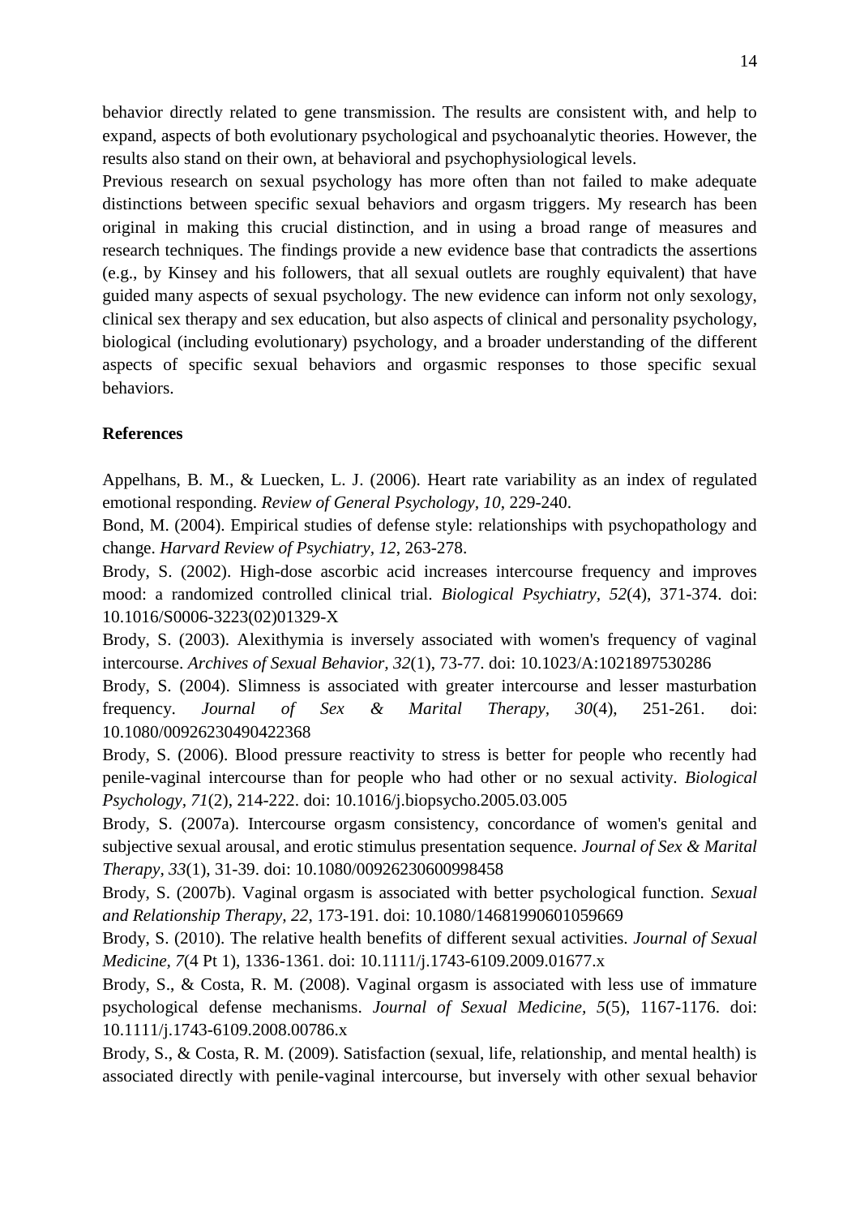behavior directly related to gene transmission. The results are consistent with, and help to expand, aspects of both evolutionary psychological and psychoanalytic theories. However, the results also stand on their own, at behavioral and psychophysiological levels.

Previous research on sexual psychology has more often than not failed to make adequate distinctions between specific sexual behaviors and orgasm triggers. My research has been original in making this crucial distinction, and in using a broad range of measures and research techniques. The findings provide a new evidence base that contradicts the assertions (e.g., by Kinsey and his followers, that all sexual outlets are roughly equivalent) that have guided many aspects of sexual psychology. The new evidence can inform not only sexology, clinical sex therapy and sex education, but also aspects of clinical and personality psychology, biological (including evolutionary) psychology, and a broader understanding of the different aspects of specific sexual behaviors and orgasmic responses to those specific sexual behaviors.

**References**

Appelhans, B. M., & Luecken, L. J. (2006). Heart rate variability as an index of regulated emotional responding. *Review of General Psychology, 10*, 229-240.

Bond, M. (2004). Empirical studies of defense style: relationships with psychopathology and change. *Harvard Review of Psychiatry, 12*, 263-278.

Brody, S. (2002). High-dose ascorbic acid increases intercourse frequency and improves mood: a randomized controlled clinical trial. *Biological Psychiatry, 52*(4), 371-374. doi: 10.1016/S0006-3223(02)01329-X

Brody, S. (2003). Alexithymia is inversely associated with women's frequency of vaginal intercourse. *Archives of Sexual Behavior, 32*(1), 73-77. doi: 10.1023/A:1021897530286

Brody, S. (2004). Slimness is associated with greater intercourse and lesser masturbation frequency. *Journal of Sex & Marital Therapy, 30*(4), 251-261. doi: 10.1080/00926230490422368

Brody, S. (2006). Blood pressure reactivity to stress is better for people who recently had penile-vaginal intercourse than for people who had other or no sexual activity. *Biological Psychology, 71*(2), 214-222. doi: 10.1016/j.biopsycho.2005.03.005

Brody, S. (2007a). Intercourse orgasm consistency, concordance of women's genital and subjective sexual arousal, and erotic stimulus presentation sequence. *Journal of Sex & Marital Therapy, 33*(1), 31-39. doi: 10.1080/00926230600998458

Brody, S. (2007b). Vaginal orgasm is associated with better psychological function. *Sexual and Relationship Therapy, 22*, 173-191. doi: 10.1080/14681990601059669

Brody, S. (2010). The relative health benefits of different sexual activities. *Journal of Sexual Medicine, 7*(4 Pt 1), 1336-1361. doi: 10.1111/j.1743-6109.2009.01677.x

Brody, S., & Costa, R. M. (2008). Vaginal orgasm is associated with less use of immature psychological defense mechanisms. *Journal of Sexual Medicine, 5*(5), 1167-1176. doi: 10.1111/j.1743-6109.2008.00786.x

Brody, S., & Costa, R. M. (2009). Satisfaction (sexual, life, relationship, and mental health) is associated directly with penile-vaginal intercourse, but inversely with other sexual behavior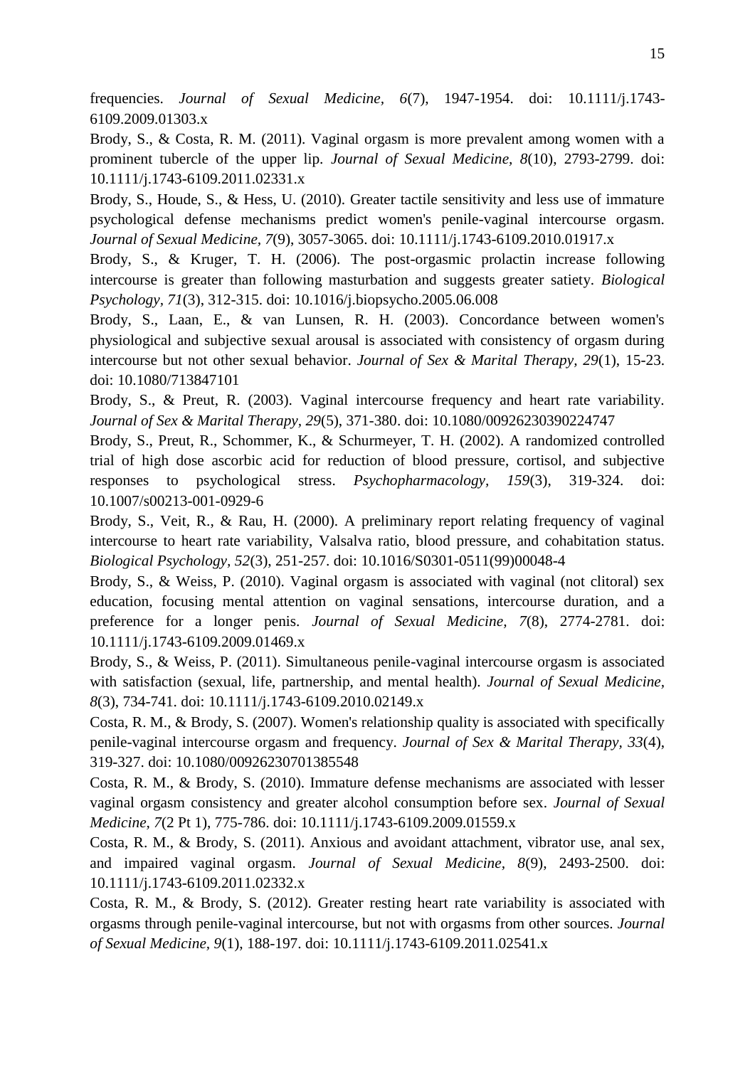frequencies. *Journal of Sexual Medicine, 6*(7), 1947-1954. doi: 10.1111/j.1743-6109.2009.01303.x

Brody, S., & Costa, R. M. (2011). Vaginal orgasm is more prevalent among women with a prominent tubercle of the upper lip. *Journal of Sexual Medicine, 8*(10), 2793-2799. doi: 10.1111/j.1743-6109.2011.02331.x

Brody, S., Houde, S., & Hess, U. (2010). Greater tactile sensitivity and less use of immature psychological defense mechanisms predict women's penile-vaginal intercourse orgasm. *Journal of Sexual Medicine, 7*(9), 3057-3065. doi: 10.1111/j.1743-6109.2010.01917.x

Brody, S., & Kruger, T. H. (2006). The post-orgasmic prolactin increase following intercourse is greater than following masturbation and suggests greater satiety. *Biological Psychology, 71*(3), 312-315. doi: 10.1016/j.biopsycho.2005.06.008

Brody, S., Laan, E., & van Lunsen, R. H. (2003). Concordance between women's physiological and subjective sexual arousal is associated with consistency of orgasm during intercourse but not other sexual behavior. *Journal of Sex & Marital Therapy, 29*(1), 15-23. doi: 10.1080/713847101

Brody, S., & Preut, R. (2003). Vaginal intercourse frequency and heart rate variability. *Journal of Sex & Marital Therapy, 29*(5), 371-380. doi: 10.1080/00926230390224747

Brody, S., Preut, R., Schommer, K., & Schurmeyer, T. H. (2002). A randomized controlled trial of high dose ascorbic acid for reduction of blood pressure, cortisol, and subjective responses to psychological stress. *Psychopharmacology, 159*(3), 319-324. doi: 10.1007/s00213-001-0929-6

Brody, S., Veit, R., & Rau, H. (2000). A preliminary report relating frequency of vaginal intercourse to heart rate variability, Valsalva ratio, blood pressure, and cohabitation status. *Biological Psychology, 52*(3), 251-257. doi: 10.1016/S0301-0511(99)00048-4

Brody, S., & Weiss, P. (2010). Vaginal orgasm is associated with vaginal (not clitoral) sex education, focusing mental attention on vaginal sensations, intercourse duration, and a preference for a longer penis. *Journal of Sexual Medicine, 7*(8), 2774-2781. doi: 10.1111/j.1743-6109.2009.01469.x

Brody, S., & Weiss, P. (2011). Simultaneous penile-vaginal intercourse orgasm is associated with satisfaction (sexual, life, partnership, and mental health). *Journal of Sexual Medicine, 8*(3), 734-741. doi: 10.1111/j.1743-6109.2010.02149.x

Costa, R. M., & Brody, S. (2007). Women's relationship quality is associated with specifically penile-vaginal intercourse orgasm and frequency. *Journal of Sex & Marital Therapy, 33*(4), 319-327. doi: 10.1080/00926230701385548

Costa, R. M., & Brody, S. (2010). Immature defense mechanisms are associated with lesser vaginal orgasm consistency and greater alcohol consumption before sex. *Journal of Sexual Medicine, 7*(2 Pt 1), 775-786. doi: 10.1111/j.1743-6109.2009.01559.x

Costa, R. M., & Brody, S. (2011). Anxious and avoidant attachment, vibrator use, anal sex, and impaired vaginal orgasm. *Journal of Sexual Medicine, 8*(9), 2493-2500. doi: 10.1111/j.1743-6109.2011.02332.x

Costa, R. M., & Brody, S. (2012). Greater resting heart rate variability is associated with orgasms through penile-vaginal intercourse, but not with orgasms from other sources. *Journal of Sexual Medicine, 9*(1), 188-197. doi: 10.1111/j.1743-6109.2011.02541.x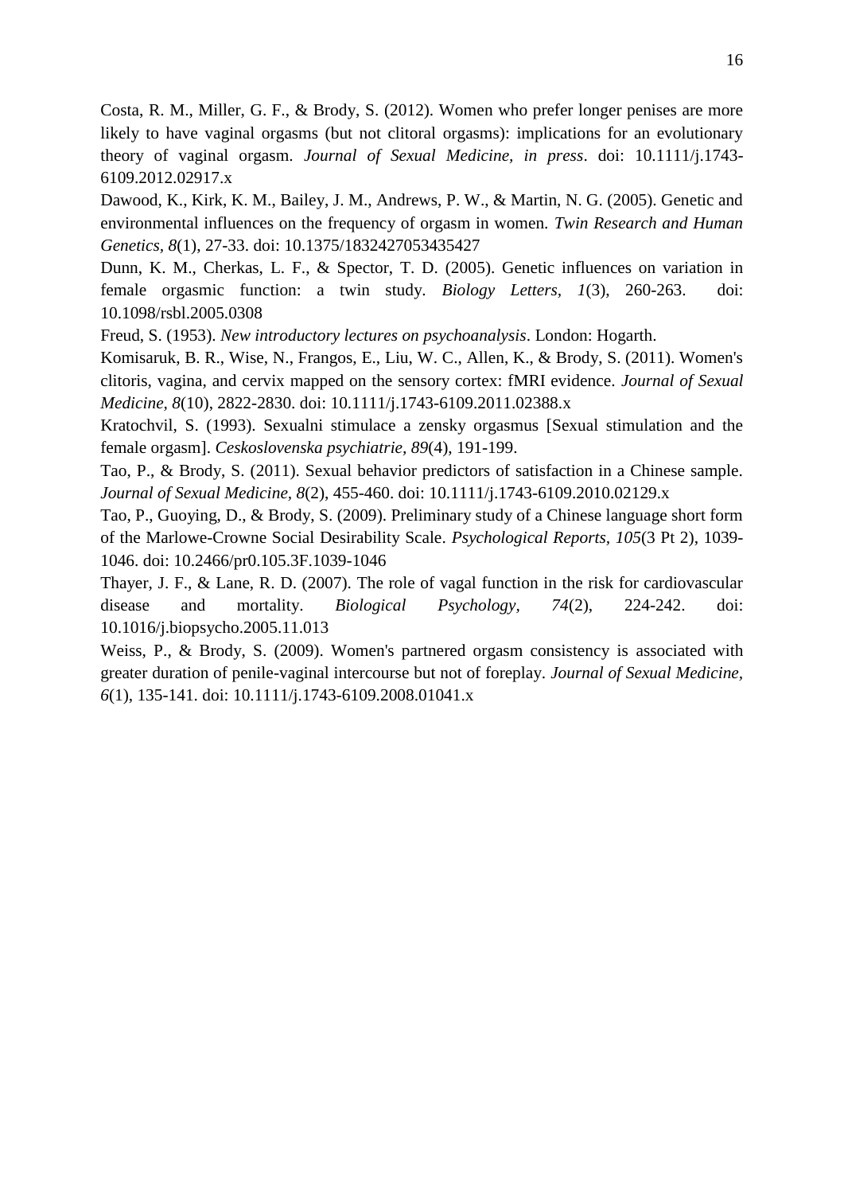Costa, R. M., Miller, G. F., & Brody, S. (2012). Women who prefer longer penises are more likely to have vaginal orgasms (but not clitoral orgasms): implications for an evolutionary theory of vaginal orgasm. *Journal of Sexual Medicine, in press*. doi: 10.1111/j.1743-6109.2012.02917.x

Dawood, K., Kirk, K. M., Bailey, J. M., Andrews, P. W., & Martin, N. G. (2005). Genetic and environmental influences on the frequency of orgasm in women. *Twin Research and Human Genetics, 8*(1), 27-33. doi: 10.1375/1832427053435427

Dunn, K. M., Cherkas, L. F., & Spector, T. D. (2005). Genetic influences on variation in female orgasmic function: a twin study. *Biology Letters, 1*(3), 260-263. doi: 10.1098/rsbl.2005.0308

Freud, S. (1953). *New introductory lectures on psychoanalysis*. London: Hogarth.

Komisaruk, B. R., Wise, N., Frangos, E., Liu, W. C., Allen, K., & Brody, S. (2011). Women's clitoris, vagina, and cervix mapped on the sensory cortex: fMRI evidence. *Journal of Sexual Medicine, 8*(10), 2822-2830. doi: 10.1111/j.1743-6109.2011.02388.x

Kratochvil, S. (1993). Sexualni stimulace a zensky orgasmus [Sexual stimulation and the female orgasm]. *Ceskoslovenska psychiatrie, 89*(4), 191-199.

Tao, P., & Brody, S. (2011). Sexual behavior predictors of satisfaction in a Chinese sample. *Journal of Sexual Medicine, 8*(2), 455-460. doi: 10.1111/j.1743-6109.2010.02129.x

Tao, P., Guoying, D., & Brody, S. (2009). Preliminary study of a Chinese language short form of the Marlowe-Crowne Social Desirability Scale. *Psychological Reports, 105*(3 Pt 2), 1039-1046. doi: 10.2466/pr0.105.3F.1039-1046

Thayer, J. F., & Lane, R. D. (2007). The role of vagal function in the risk for cardiovascular disease and mortality. *Biological Psychology, 74*(2), 224-242. doi: 10.1016/j.biopsycho.2005.11.013

Weiss, P., & Brody, S. (2009). Women's partnered orgasm consistency is associated with greater duration of penile-vaginal intercourse but not of foreplay. *Journal of Sexual Medicine, 6*(1), 135-141. doi: 10.1111/j.1743-6109.2008.01041.x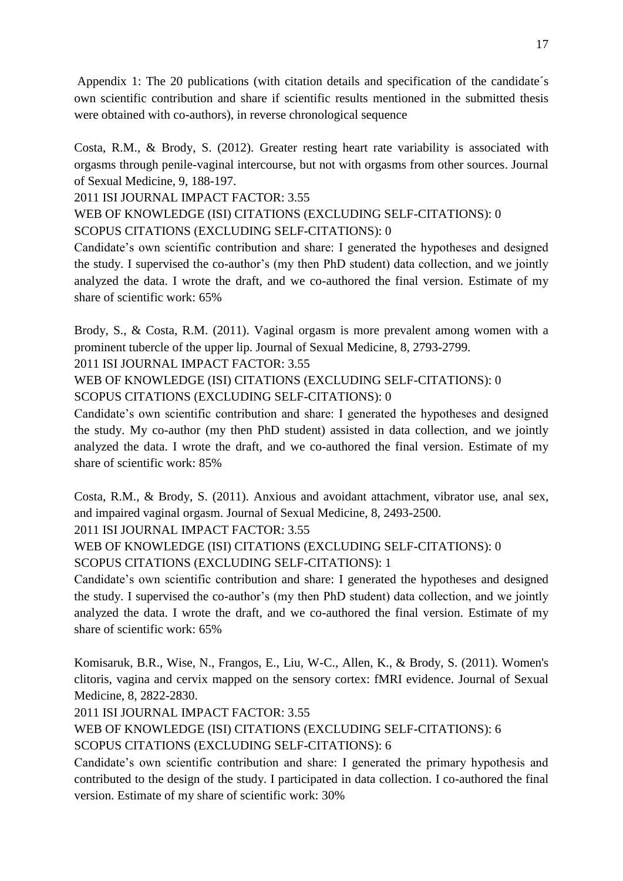Appendix 1: The 20 publications (with citation details and specification of the candidate´s own scientific contribution and share if scientific results mentioned in the submitted thesis were obtained with co-authors), in reverse chronological sequence

Costa, R.M., & Brody, S. (2012). Greater resting heart rate variability is associated with orgasms through penile-vaginal intercourse, but not with orgasms from other sources. Journal of Sexual Medicine, 9, 188-197.
2011 ISI JOURNAL IMPACT FACTOR: 3.55
WEB OF KNOWLEDGE (ISI) CITATIONS (EXCLUDING SELF-CITATIONS): 0
SCOPUS CITATIONS (EXCLUDING SELF-CITATIONS): 0
Candidate's own scientific contribution and share: I generated the hypotheses and designed the study. I supervised the co-author's (my then PhD student) data collection, and we jointly analyzed the data. I wrote the draft, and we co-authored the final version. Estimate of my share of scientific work: 65%

Brody, S., & Costa, R.M. (2011). Vaginal orgasm is more prevalent among women with a prominent tubercle of the upper lip. Journal of Sexual Medicine, 8, 2793-2799.
2011 ISI JOURNAL IMPACT FACTOR: 3.55
WEB OF KNOWLEDGE (ISI) CITATIONS (EXCLUDING SELF-CITATIONS): 0
SCOPUS CITATIONS (EXCLUDING SELF-CITATIONS): 0
Candidate's own scientific contribution and share: I generated the hypotheses and designed the study. My co-author (my then PhD student) assisted in data collection, and we jointly analyzed the data. I wrote the draft, and we co-authored the final version. Estimate of my share of scientific work: 85%

Costa, R.M., & Brody, S. (2011). Anxious and avoidant attachment, vibrator use, anal sex, and impaired vaginal orgasm. Journal of Sexual Medicine, 8, 2493-2500.
2011 ISI JOURNAL IMPACT FACTOR: 3.55
WEB OF KNOWLEDGE (ISI) CITATIONS (EXCLUDING SELF-CITATIONS): 0
SCOPUS CITATIONS (EXCLUDING SELF-CITATIONS): 1
Candidate's own scientific contribution and share: I generated the hypotheses and designed the study. I supervised the co-author's (my then PhD student) data collection, and we jointly analyzed the data. I wrote the draft, and we co-authored the final version. Estimate of my share of scientific work: 65%

Komisaruk, B.R., Wise, N., Frangos, E., Liu, W-C., Allen, K., & Brody, S. (2011). Women's clitoris, vagina and cervix mapped on the sensory cortex: fMRI evidence. Journal of Sexual Medicine, 8, 2822-2830.
2011 ISI JOURNAL IMPACT FACTOR: 3.55
WEB OF KNOWLEDGE (ISI) CITATIONS (EXCLUDING SELF-CITATIONS): 6
SCOPUS CITATIONS (EXCLUDING SELF-CITATIONS): 6
Candidate's own scientific contribution and share: I generated the primary hypothesis and contributed to the design of the study. I participated in data collection. I co-authored the final version. Estimate of my share of scientific work: 30%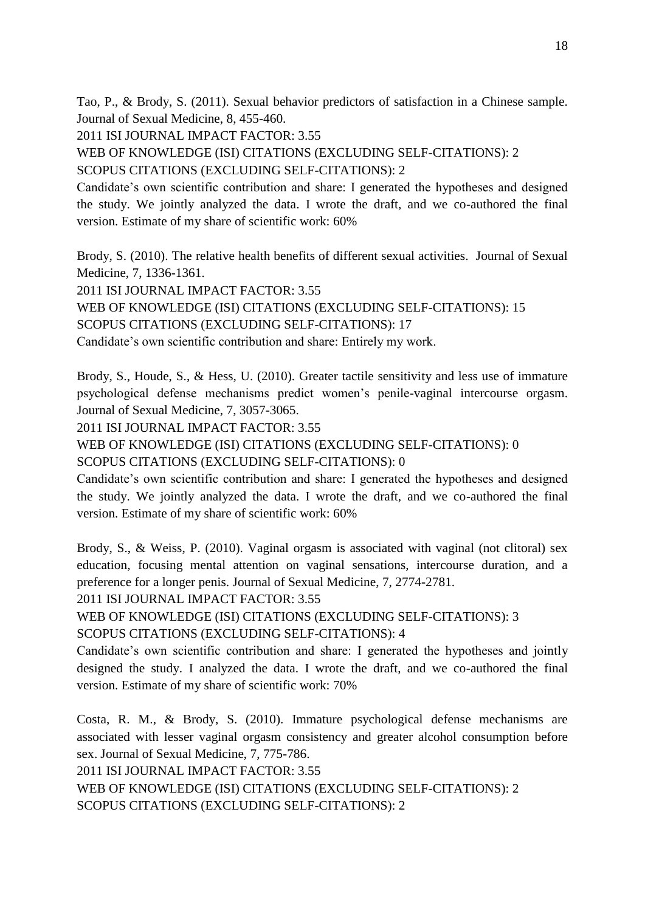Tao, P., & Brody, S. (2011). Sexual behavior predictors of satisfaction in a Chinese sample. Journal of Sexual Medicine, 8, 455-460.
2011 ISI JOURNAL IMPACT FACTOR: 3.55
WEB OF KNOWLEDGE (ISI) CITATIONS (EXCLUDING SELF-CITATIONS): 2
SCOPUS CITATIONS (EXCLUDING SELF-CITATIONS): 2
Candidate's own scientific contribution and share: I generated the hypotheses and designed the study. We jointly analyzed the data. I wrote the draft, and we co-authored the final version. Estimate of my share of scientific work: 60%

Brody, S. (2010). The relative health benefits of different sexual activities. Journal of Sexual Medicine, 7, 1336-1361.
2011 ISI JOURNAL IMPACT FACTOR: 3.55
WEB OF KNOWLEDGE (ISI) CITATIONS (EXCLUDING SELF-CITATIONS): 15
SCOPUS CITATIONS (EXCLUDING SELF-CITATIONS): 17
Candidate's own scientific contribution and share: Entirely my work.

Brody, S., Houde, S., & Hess, U. (2010). Greater tactile sensitivity and less use of immature psychological defense mechanisms predict women's penile-vaginal intercourse orgasm. Journal of Sexual Medicine, 7, 3057-3065.
2011 ISI JOURNAL IMPACT FACTOR: 3.55
WEB OF KNOWLEDGE (ISI) CITATIONS (EXCLUDING SELF-CITATIONS): 0
SCOPUS CITATIONS (EXCLUDING SELF-CITATIONS): 0
Candidate's own scientific contribution and share: I generated the hypotheses and designed the study. We jointly analyzed the data. I wrote the draft, and we co-authored the final version. Estimate of my share of scientific work: 60%

Brody, S., & Weiss, P. (2010). Vaginal orgasm is associated with vaginal (not clitoral) sex education, focusing mental attention on vaginal sensations, intercourse duration, and a preference for a longer penis. Journal of Sexual Medicine, 7, 2774-2781.
2011 ISI JOURNAL IMPACT FACTOR: 3.55
WEB OF KNOWLEDGE (ISI) CITATIONS (EXCLUDING SELF-CITATIONS): 3
SCOPUS CITATIONS (EXCLUDING SELF-CITATIONS): 4
Candidate's own scientific contribution and share: I generated the hypotheses and jointly designed the study. I analyzed the data. I wrote the draft, and we co-authored the final version. Estimate of my share of scientific work: 70%

Costa, R. M., & Brody, S. (2010). Immature psychological defense mechanisms are associated with lesser vaginal orgasm consistency and greater alcohol consumption before sex. Journal of Sexual Medicine, 7, 775-786.
2011 ISI JOURNAL IMPACT FACTOR: 3.55
WEB OF KNOWLEDGE (ISI) CITATIONS (EXCLUDING SELF-CITATIONS): 2
SCOPUS CITATIONS (EXCLUDING SELF-CITATIONS): 2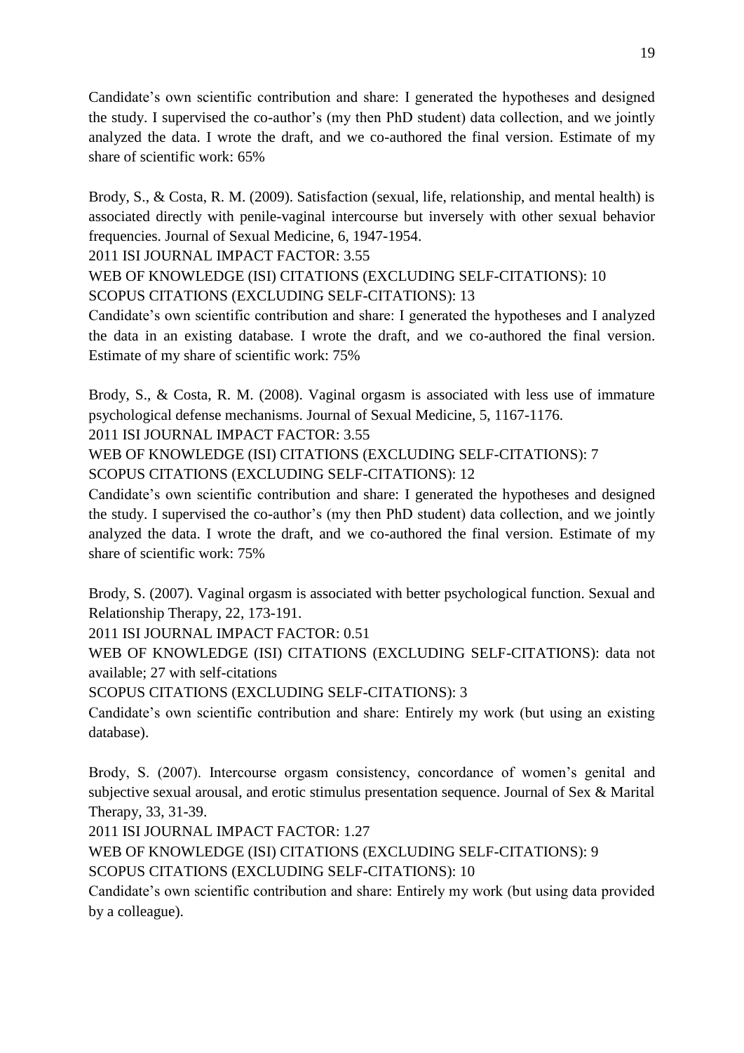Candidate's own scientific contribution and share: I generated the hypotheses and designed the study. I supervised the co-author's (my then PhD student) data collection, and we jointly analyzed the data. I wrote the draft, and we co-authored the final version. Estimate of my share of scientific work: 65%

Brody, S., & Costa, R. M. (2009). Satisfaction (sexual, life, relationship, and mental health) is associated directly with penile-vaginal intercourse but inversely with other sexual behavior frequencies. Journal of Sexual Medicine, 6, 1947-1954.
2011 ISI JOURNAL IMPACT FACTOR: 3.55
WEB OF KNOWLEDGE (ISI) CITATIONS (EXCLUDING SELF-CITATIONS): 10
SCOPUS CITATIONS (EXCLUDING SELF-CITATIONS): 13
Candidate's own scientific contribution and share: I generated the hypotheses and I analyzed the data in an existing database. I wrote the draft, and we co-authored the final version. Estimate of my share of scientific work: 75%

Brody, S., & Costa, R. M. (2008). Vaginal orgasm is associated with less use of immature psychological defense mechanisms. Journal of Sexual Medicine, 5, 1167-1176.
2011 ISI JOURNAL IMPACT FACTOR: 3.55
WEB OF KNOWLEDGE (ISI) CITATIONS (EXCLUDING SELF-CITATIONS): 7
SCOPUS CITATIONS (EXCLUDING SELF-CITATIONS): 12
Candidate's own scientific contribution and share: I generated the hypotheses and designed the study. I supervised the co-author's (my then PhD student) data collection, and we jointly analyzed the data. I wrote the draft, and we co-authored the final version. Estimate of my share of scientific work: 75%

Brody, S. (2007). Vaginal orgasm is associated with better psychological function. Sexual and Relationship Therapy, 22, 173-191.
2011 ISI JOURNAL IMPACT FACTOR: 0.51
WEB OF KNOWLEDGE (ISI) CITATIONS (EXCLUDING SELF-CITATIONS): data not available; 27 with self-citations
SCOPUS CITATIONS (EXCLUDING SELF-CITATIONS): 3
Candidate's own scientific contribution and share: Entirely my work (but using an existing database).

Brody, S. (2007). Intercourse orgasm consistency, concordance of women's genital and subjective sexual arousal, and erotic stimulus presentation sequence. Journal of Sex & Marital Therapy, 33, 31-39.
2011 ISI JOURNAL IMPACT FACTOR: 1.27
WEB OF KNOWLEDGE (ISI) CITATIONS (EXCLUDING SELF-CITATIONS): 9
SCOPUS CITATIONS (EXCLUDING SELF-CITATIONS): 10
Candidate's own scientific contribution and share: Entirely my work (but using data provided by a colleague).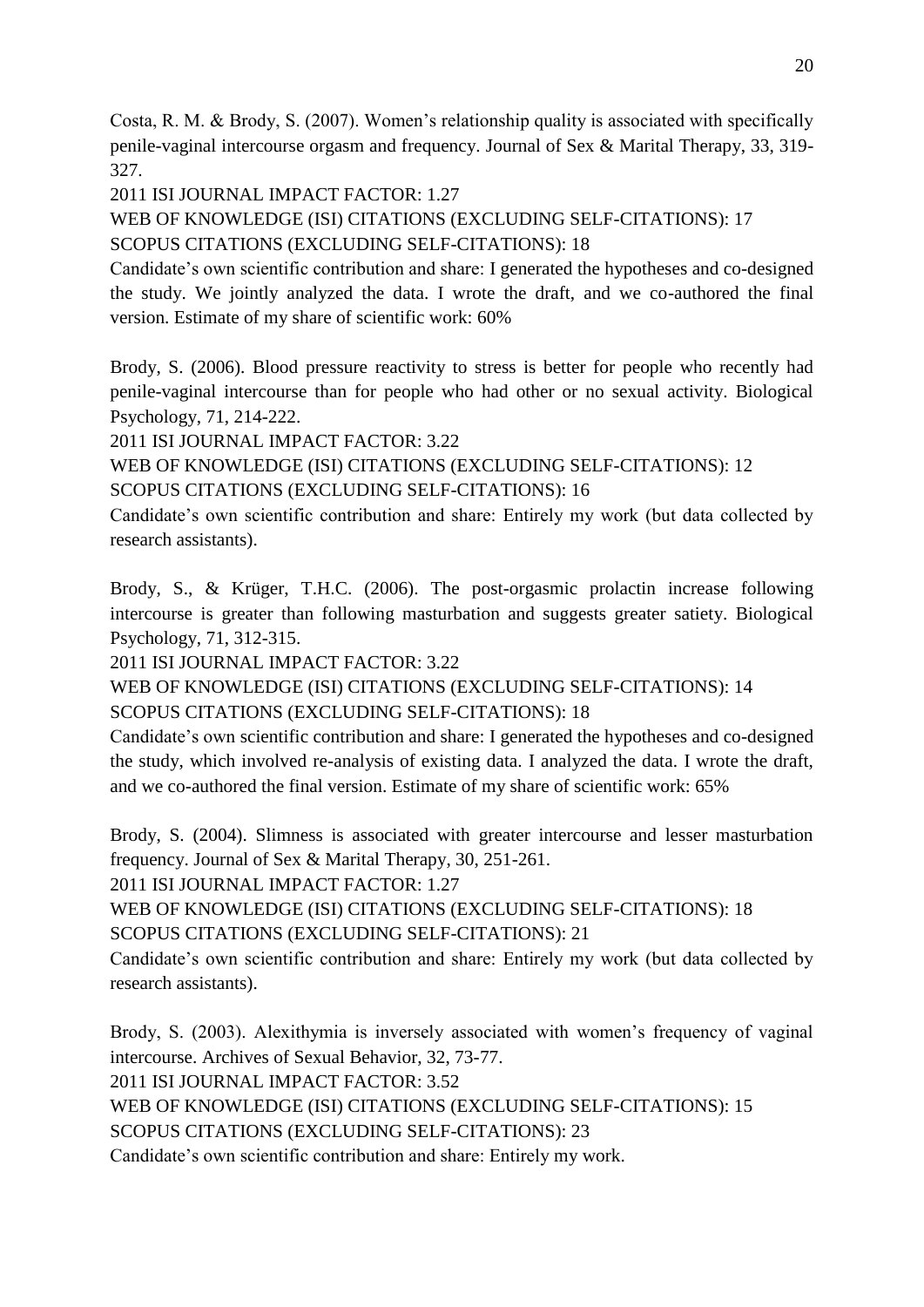Costa, R. M. & Brody, S. (2007). Women's relationship quality is associated with specifically penile-vaginal intercourse orgasm and frequency. Journal of Sex & Marital Therapy, 33, 319-327.

2011 ISI JOURNAL IMPACT FACTOR: 1.27

WEB OF KNOWLEDGE (ISI) CITATIONS (EXCLUDING SELF-CITATIONS): 17

SCOPUS CITATIONS (EXCLUDING SELF-CITATIONS): 18

Candidate's own scientific contribution and share: I generated the hypotheses and co-designed the study. We jointly analyzed the data. I wrote the draft, and we co-authored the final version. Estimate of my share of scientific work: 60%

Brody, S. (2006). Blood pressure reactivity to stress is better for people who recently had penile-vaginal intercourse than for people who had other or no sexual activity. Biological Psychology, 71, 214-222.

2011 ISI JOURNAL IMPACT FACTOR: 3.22

WEB OF KNOWLEDGE (ISI) CITATIONS (EXCLUDING SELF-CITATIONS): 12

SCOPUS CITATIONS (EXCLUDING SELF-CITATIONS): 16

Candidate's own scientific contribution and share: Entirely my work (but data collected by research assistants).

Brody, S., & Krüger, T.H.C. (2006). The post-orgasmic prolactin increase following intercourse is greater than following masturbation and suggests greater satiety. Biological Psychology, 71, 312-315.

2011 ISI JOURNAL IMPACT FACTOR: 3.22

WEB OF KNOWLEDGE (ISI) CITATIONS (EXCLUDING SELF-CITATIONS): 14

SCOPUS CITATIONS (EXCLUDING SELF-CITATIONS): 18

Candidate's own scientific contribution and share: I generated the hypotheses and co-designed the study, which involved re-analysis of existing data. I analyzed the data. I wrote the draft, and we co-authored the final version. Estimate of my share of scientific work: 65%

Brody, S. (2004). Slimness is associated with greater intercourse and lesser masturbation frequency. Journal of Sex & Marital Therapy, 30, 251-261.

2011 ISI JOURNAL IMPACT FACTOR: 1.27

WEB OF KNOWLEDGE (ISI) CITATIONS (EXCLUDING SELF-CITATIONS): 18

SCOPUS CITATIONS (EXCLUDING SELF-CITATIONS): 21

Candidate's own scientific contribution and share: Entirely my work (but data collected by research assistants).

Brody, S. (2003). Alexithymia is inversely associated with women's frequency of vaginal intercourse. Archives of Sexual Behavior, 32, 73-77.

2011 ISI JOURNAL IMPACT FACTOR: 3.52

WEB OF KNOWLEDGE (ISI) CITATIONS (EXCLUDING SELF-CITATIONS): 15

SCOPUS CITATIONS (EXCLUDING SELF-CITATIONS): 23

Candidate's own scientific contribution and share: Entirely my work.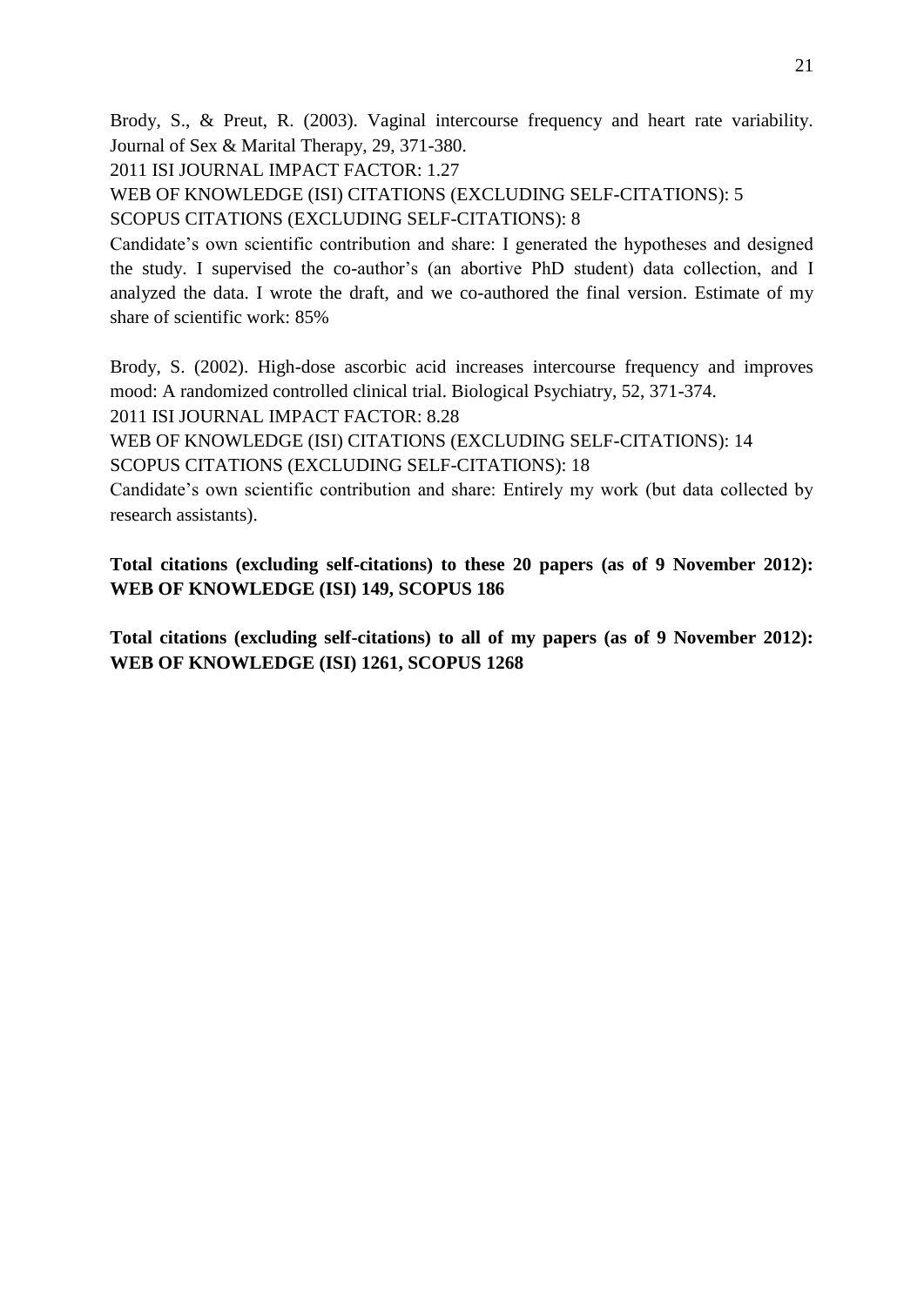Brody, S., & Preut, R. (2003). Vaginal intercourse frequency and heart rate variability. Journal of Sex & Marital Therapy, 29, 371-380.
2011 ISI JOURNAL IMPACT FACTOR: 1.27
WEB OF KNOWLEDGE (ISI) CITATIONS (EXCLUDING SELF-CITATIONS): 5
SCOPUS CITATIONS (EXCLUDING SELF-CITATIONS): 8
Candidate's own scientific contribution and share: I generated the hypotheses and designed the study. I supervised the co-author's (an abortive PhD student) data collection, and I analyzed the data. I wrote the draft, and we co-authored the final version. Estimate of my share of scientific work: 85%

Brody, S. (2002). High-dose ascorbic acid increases intercourse frequency and improves mood: A randomized controlled clinical trial. Biological Psychiatry, 52, 371-374.
2011 ISI JOURNAL IMPACT FACTOR: 8.28
WEB OF KNOWLEDGE (ISI) CITATIONS (EXCLUDING SELF-CITATIONS): 14
SCOPUS CITATIONS (EXCLUDING SELF-CITATIONS): 18
Candidate's own scientific contribution and share: Entirely my work (but data collected by research assistants).

**Total citations (excluding self-citations) to these 20 papers (as of 9 November 2012): WEB OF KNOWLEDGE (ISI) 149, SCOPUS 186**

**Total citations (excluding self-citations) to all of my papers (as of 9 November 2012): WEB OF KNOWLEDGE (ISI) 1261, SCOPUS 1268**